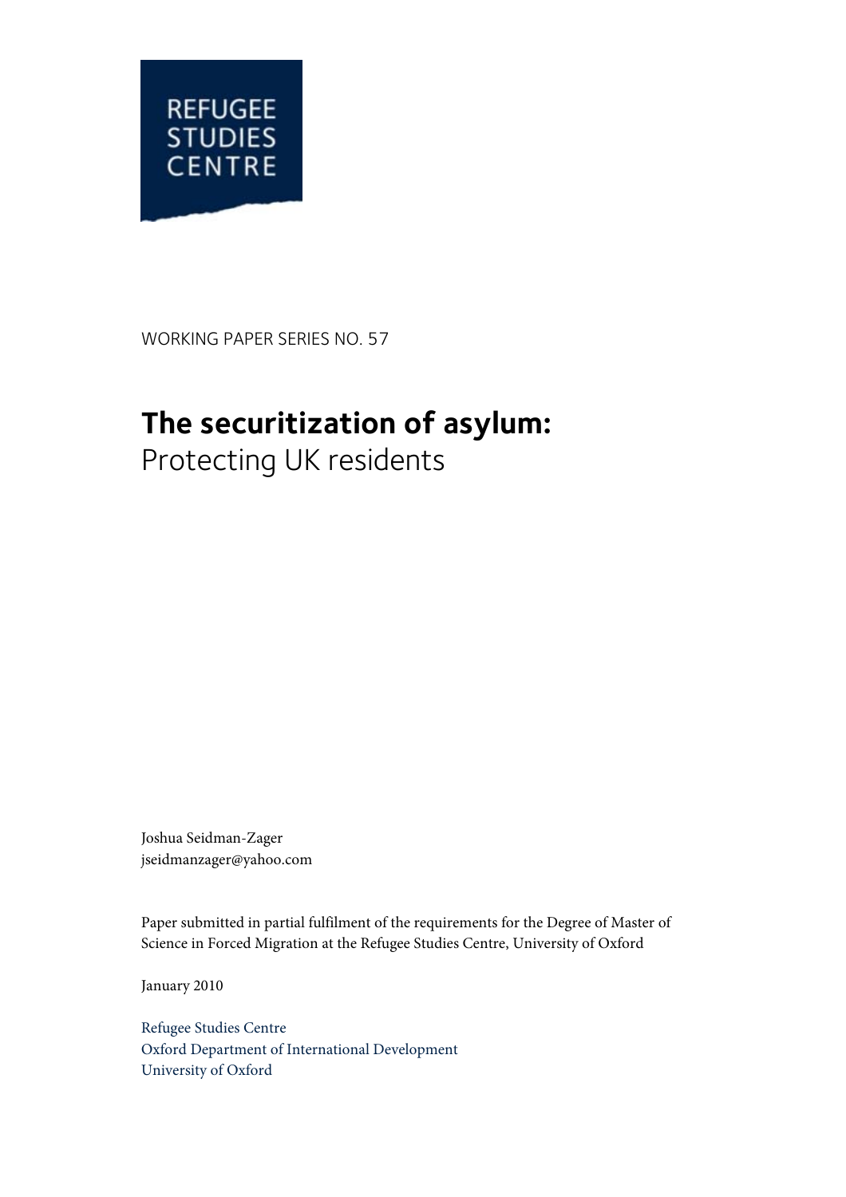REFUGEE STUDIES CENTRE

WORKING PAPER SERIES NO. 57

# The securitization of asylum:
## Protecting UK residents

Joshua Seidman-Zager
jseidmanzager@yahoo.com

Paper submitted in partial fulfilment of the requirements for the Degree of Master of Science in Forced Migration at the Refugee Studies Centre, University of Oxford

January 2010

Refugee Studies Centre
Oxford Department of International Development
University of Oxford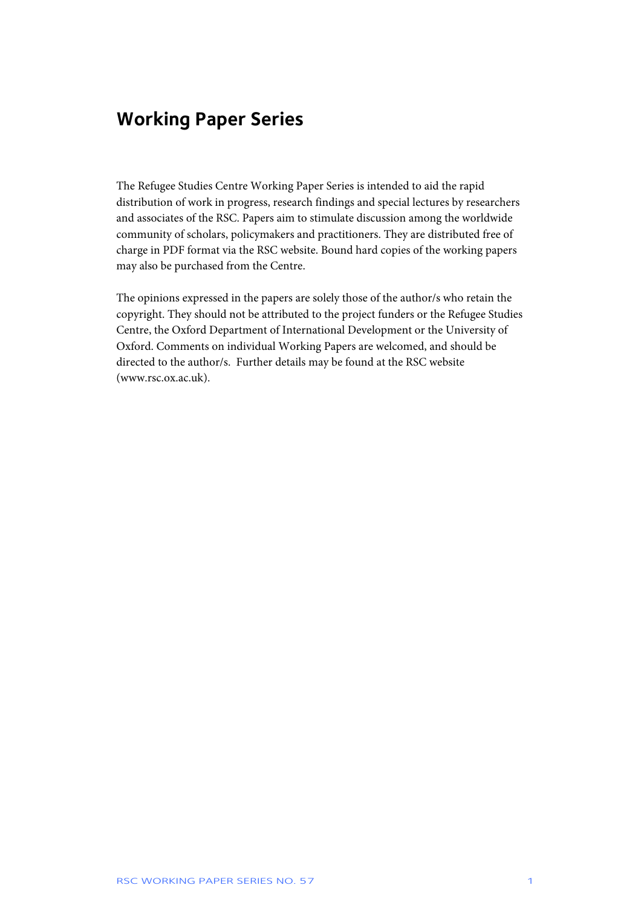## Working Paper Series

The Refugee Studies Centre Working Paper Series is intended to aid the rapid distribution of work in progress, research findings and special lectures by researchers and associates of the RSC. Papers aim to stimulate discussion among the worldwide community of scholars, policymakers and practitioners. They are distributed free of charge in PDF format via the RSC website. Bound hard copies of the working papers may also be purchased from the Centre.

The opinions expressed in the papers are solely those of the author/s who retain the copyright. They should not be attributed to the project funders or the Refugee Studies Centre, the Oxford Department of International Development or the University of Oxford. Comments on individual Working Papers are welcomed, and should be directed to the author/s. Further details may be found at the RSC website (www.rsc.ox.ac.uk).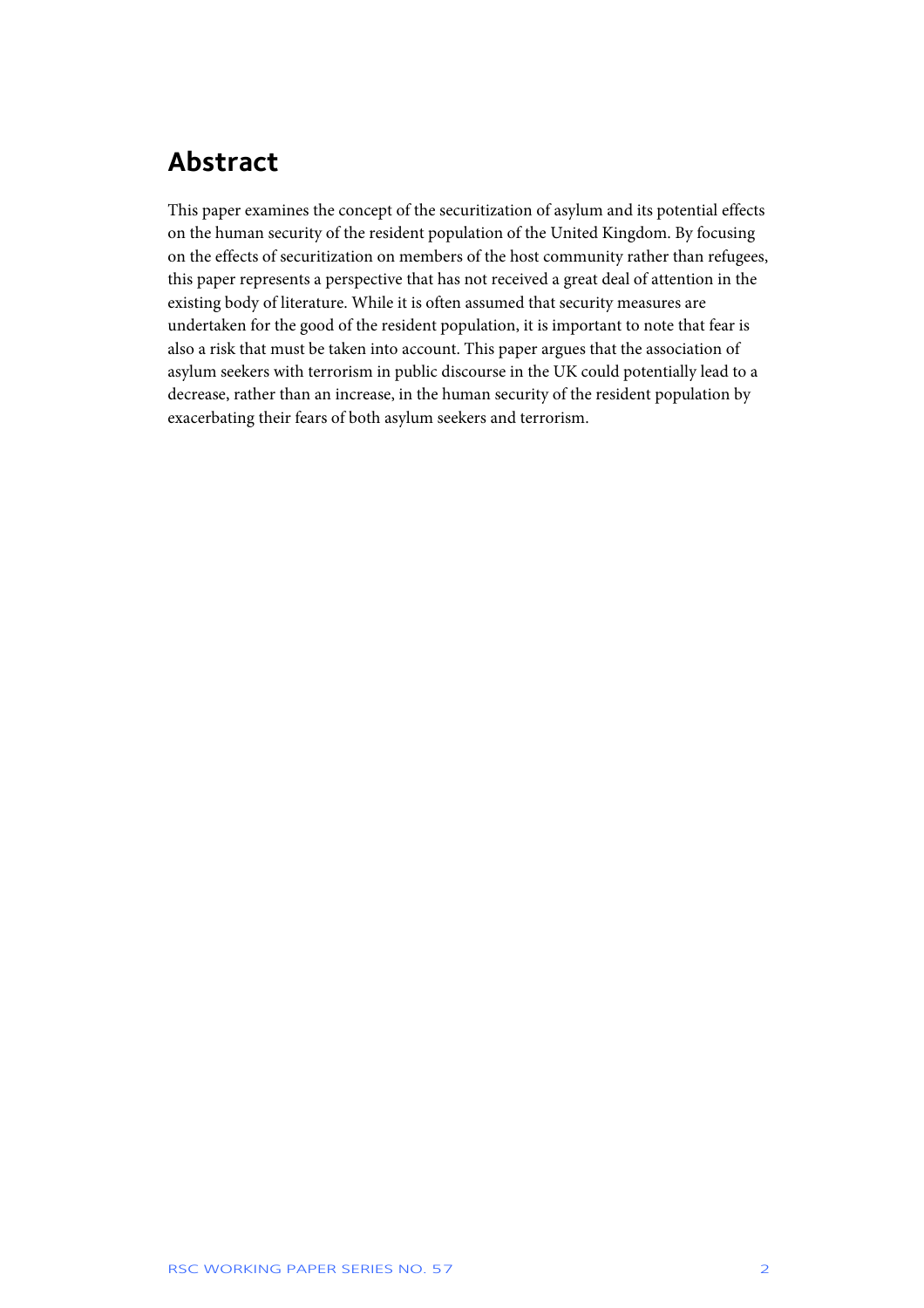## Abstract

This paper examines the concept of the securitization of asylum and its potential effects on the human security of the resident population of the United Kingdom. By focusing on the effects of securitization on members of the host community rather than refugees, this paper represents a perspective that has not received a great deal of attention in the existing body of literature. While it is often assumed that security measures are undertaken for the good of the resident population, it is important to note that fear is also a risk that must be taken into account. This paper argues that the association of asylum seekers with terrorism in public discourse in the UK could potentially lead to a decrease, rather than an increase, in the human security of the resident population by exacerbating their fears of both asylum seekers and terrorism.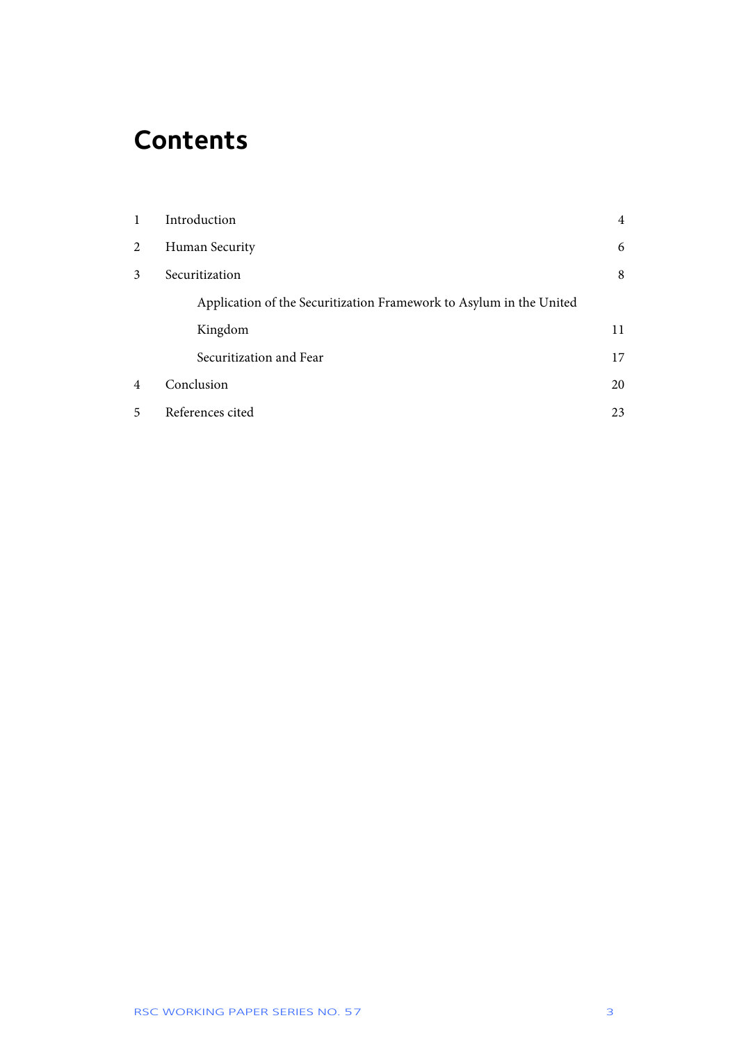# Contents

| | | |
|---|---|---|
| 1 | Introduction | 4 |
| 2 | Human Security | 6 |
| 3 | Securitization | 8 |
| | Application of the Securitization Framework to Asylum in the United Kingdom | 11 |
| | Securitization and Fear | 17 |
| 4 | Conclusion | 20 |
| 5 | References cited | 23 |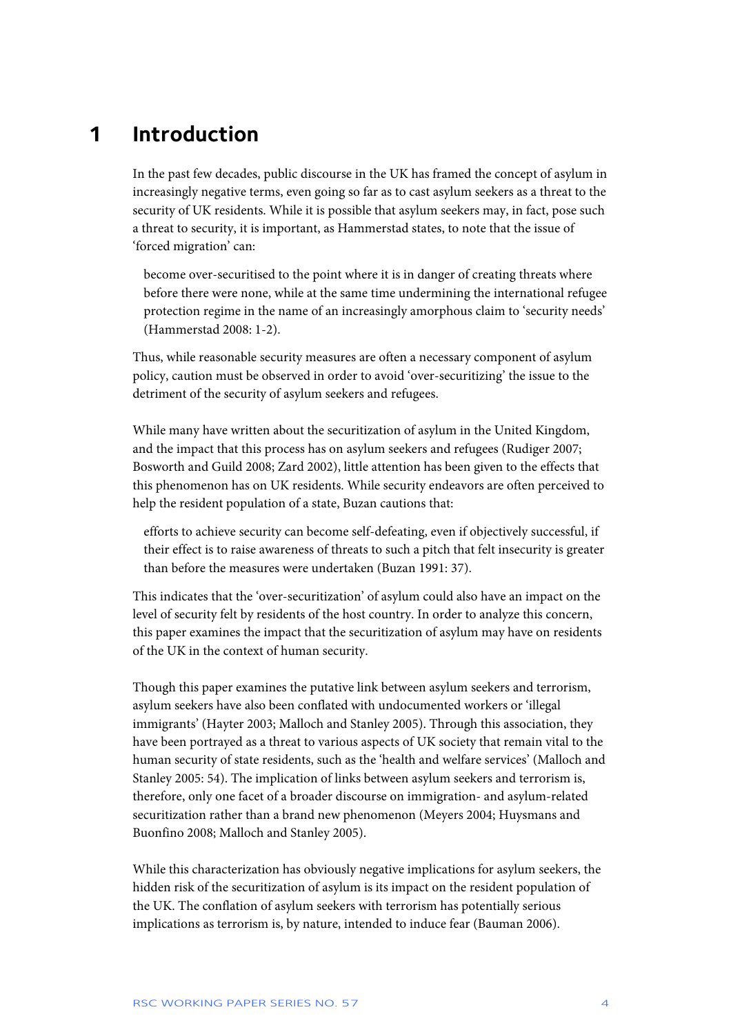# 1 Introduction

In the past few decades, public discourse in the UK has framed the concept of asylum in increasingly negative terms, even going so far as to cast asylum seekers as a threat to the security of UK residents. While it is possible that asylum seekers may, in fact, pose such a threat to security, it is important, as Hammerstad states, to note that the issue of 'forced migration' can:

> become over-securitised to the point where it is in danger of creating threats where before there were none, while at the same time undermining the international refugee protection regime in the name of an increasingly amorphous claim to 'security needs' (Hammerstad 2008: 1-2).

Thus, while reasonable security measures are often a necessary component of asylum policy, caution must be observed in order to avoid 'over-securitizing' the issue to the detriment of the security of asylum seekers and refugees.

While many have written about the securitization of asylum in the United Kingdom, and the impact that this process has on asylum seekers and refugees (Rudiger 2007; Bosworth and Guild 2008; Zard 2002), little attention has been given to the effects that this phenomenon has on UK residents. While security endeavors are often perceived to help the resident population of a state, Buzan cautions that:

> efforts to achieve security can become self-defeating, even if objectively successful, if their effect is to raise awareness of threats to such a pitch that felt insecurity is greater than before the measures were undertaken (Buzan 1991: 37).

This indicates that the 'over-securitization' of asylum could also have an impact on the level of security felt by residents of the host country. In order to analyze this concern, this paper examines the impact that the securitization of asylum may have on residents of the UK in the context of human security.

Though this paper examines the putative link between asylum seekers and terrorism, asylum seekers have also been conflated with undocumented workers or 'illegal immigrants' (Hayter 2003; Malloch and Stanley 2005). Through this association, they have been portrayed as a threat to various aspects of UK society that remain vital to the human security of state residents, such as the 'health and welfare services' (Malloch and Stanley 2005: 54). The implication of links between asylum seekers and terrorism is, therefore, only one facet of a broader discourse on immigration- and asylum-related securitization rather than a brand new phenomenon (Meyers 2004; Huysmans and Buonfino 2008; Malloch and Stanley 2005).

While this characterization has obviously negative implications for asylum seekers, the hidden risk of the securitization of asylum is its impact on the resident population of the UK. The conflation of asylum seekers with terrorism has potentially serious implications as terrorism is, by nature, intended to induce fear (Bauman 2006).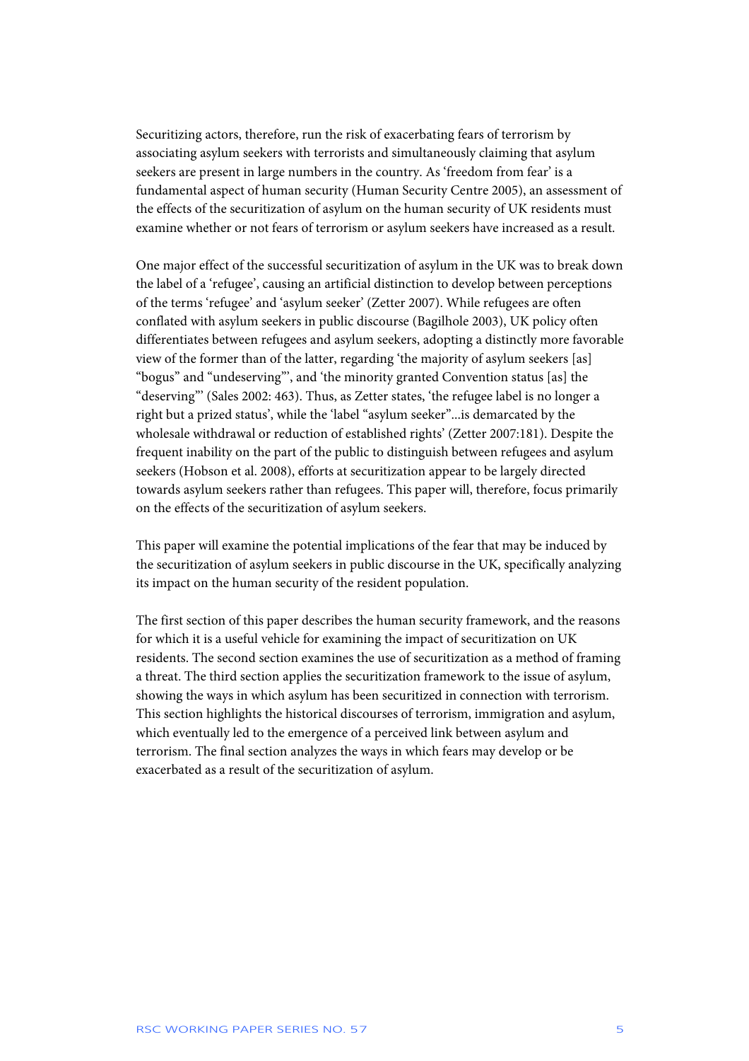Securitizing actors, therefore, run the risk of exacerbating fears of terrorism by associating asylum seekers with terrorists and simultaneously claiming that asylum seekers are present in large numbers in the country. As 'freedom from fear' is a fundamental aspect of human security (Human Security Centre 2005), an assessment of the effects of the securitization of asylum on the human security of UK residents must examine whether or not fears of terrorism or asylum seekers have increased as a result.

One major effect of the successful securitization of asylum in the UK was to break down the label of a 'refugee', causing an artificial distinction to develop between perceptions of the terms 'refugee' and 'asylum seeker' (Zetter 2007). While refugees are often conflated with asylum seekers in public discourse (Bagilhole 2003), UK policy often differentiates between refugees and asylum seekers, adopting a distinctly more favorable view of the former than of the latter, regarding 'the majority of asylum seekers [as] "bogus" and "undeserving"', and 'the minority granted Convention status [as] the "deserving"' (Sales 2002: 463). Thus, as Zetter states, 'the refugee label is no longer a right but a prized status', while the 'label "asylum seeker"...is demarcated by the wholesale withdrawal or reduction of established rights' (Zetter 2007:181). Despite the frequent inability on the part of the public to distinguish between refugees and asylum seekers (Hobson et al. 2008), efforts at securitization appear to be largely directed towards asylum seekers rather than refugees. This paper will, therefore, focus primarily on the effects of the securitization of asylum seekers.

This paper will examine the potential implications of the fear that may be induced by the securitization of asylum seekers in public discourse in the UK, specifically analyzing its impact on the human security of the resident population.

The first section of this paper describes the human security framework, and the reasons for which it is a useful vehicle for examining the impact of securitization on UK residents. The second section examines the use of securitization as a method of framing a threat. The third section applies the securitization framework to the issue of asylum, showing the ways in which asylum has been securitized in connection with terrorism. This section highlights the historical discourses of terrorism, immigration and asylum, which eventually led to the emergence of a perceived link between asylum and terrorism. The final section analyzes the ways in which fears may develop or be exacerbated as a result of the securitization of asylum.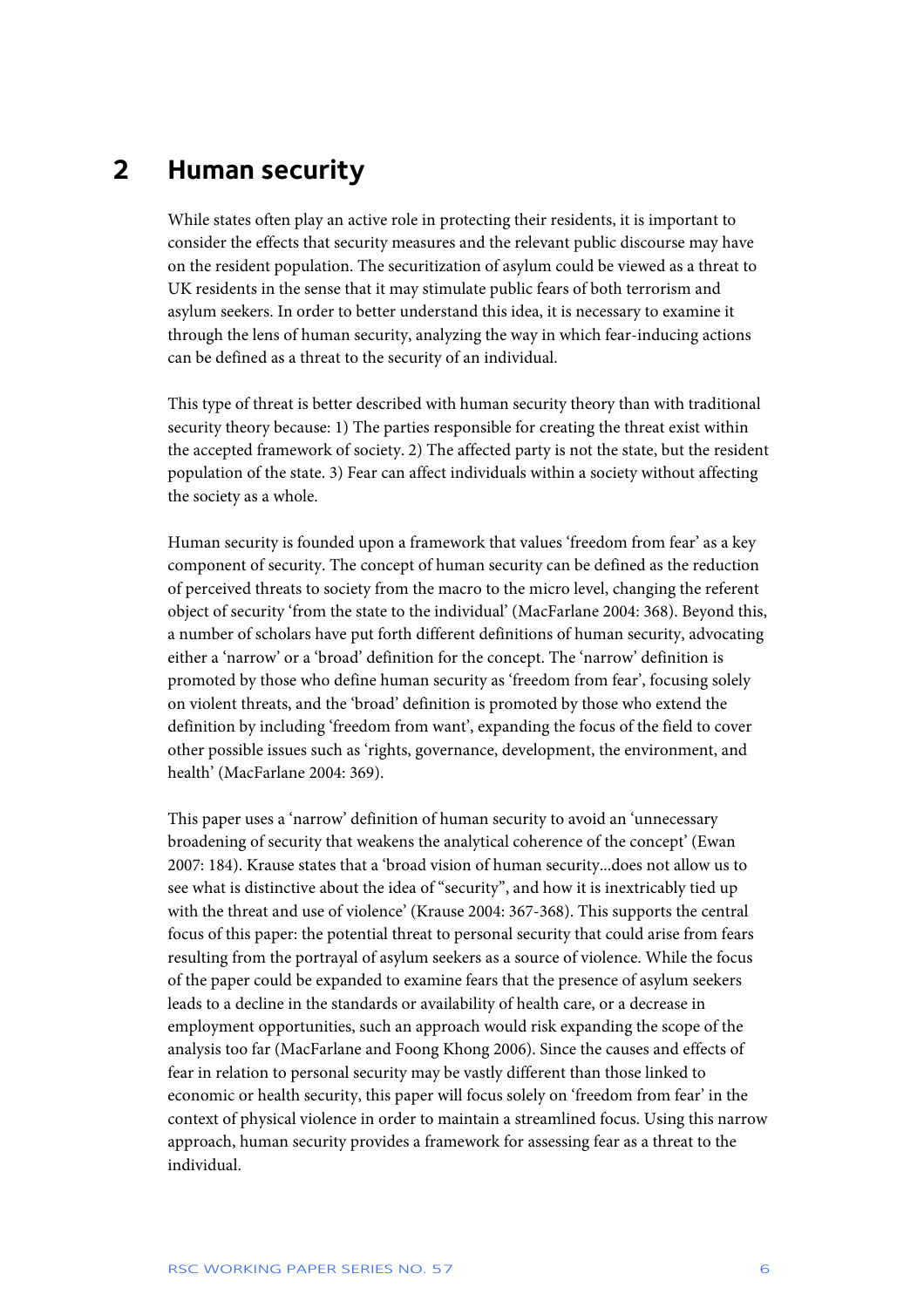## 2 Human security

While states often play an active role in protecting their residents, it is important to consider the effects that security measures and the relevant public discourse may have on the resident population. The securitization of asylum could be viewed as a threat to UK residents in the sense that it may stimulate public fears of both terrorism and asylum seekers. In order to better understand this idea, it is necessary to examine it through the lens of human security, analyzing the way in which fear-inducing actions can be defined as a threat to the security of an individual.

This type of threat is better described with human security theory than with traditional security theory because: 1) The parties responsible for creating the threat exist within the accepted framework of society. 2) The affected party is not the state, but the resident population of the state. 3) Fear can affect individuals within a society without affecting the society as a whole.

Human security is founded upon a framework that values 'freedom from fear' as a key component of security. The concept of human security can be defined as the reduction of perceived threats to society from the macro to the micro level, changing the referent object of security 'from the state to the individual' (MacFarlane 2004: 368). Beyond this, a number of scholars have put forth different definitions of human security, advocating either a 'narrow' or a 'broad' definition for the concept. The 'narrow' definition is promoted by those who define human security as 'freedom from fear', focusing solely on violent threats, and the 'broad' definition is promoted by those who extend the definition by including 'freedom from want', expanding the focus of the field to cover other possible issues such as 'rights, governance, development, the environment, and health' (MacFarlane 2004: 369).

This paper uses a 'narrow' definition of human security to avoid an 'unnecessary broadening of security that weakens the analytical coherence of the concept' (Ewan 2007: 184). Krause states that a 'broad vision of human security...does not allow us to see what is distinctive about the idea of "security", and how it is inextricably tied up with the threat and use of violence' (Krause 2004: 367-368). This supports the central focus of this paper: the potential threat to personal security that could arise from fears resulting from the portrayal of asylum seekers as a source of violence. While the focus of the paper could be expanded to examine fears that the presence of asylum seekers leads to a decline in the standards or availability of health care, or a decrease in employment opportunities, such an approach would risk expanding the scope of the analysis too far (MacFarlane and Foong Khong 2006). Since the causes and effects of fear in relation to personal security may be vastly different than those linked to economic or health security, this paper will focus solely on 'freedom from fear' in the context of physical violence in order to maintain a streamlined focus. Using this narrow approach, human security provides a framework for assessing fear as a threat to the individual.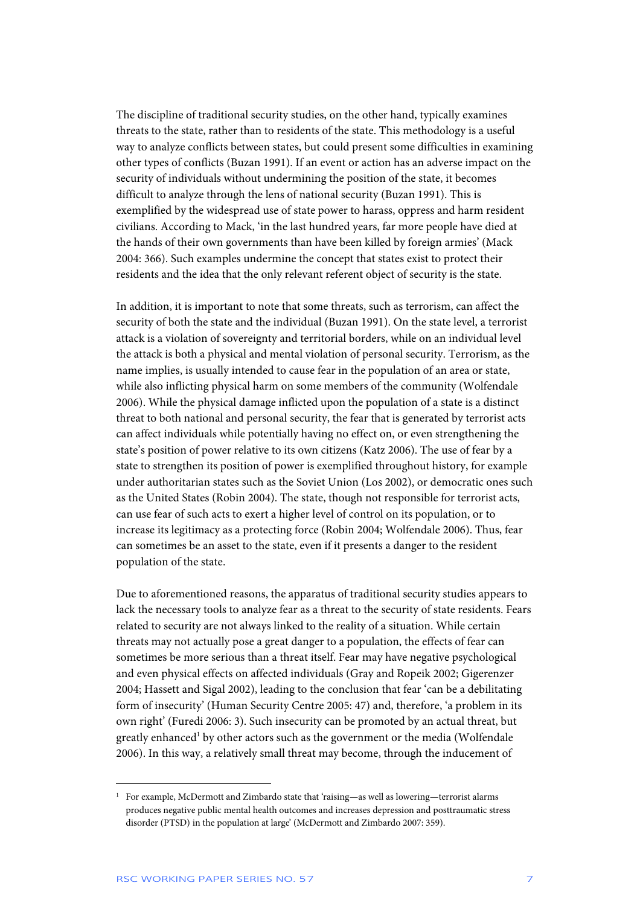The discipline of traditional security studies, on the other hand, typically examines threats to the state, rather than to residents of the state. This methodology is a useful way to analyze conflicts between states, but could present some difficulties in examining other types of conflicts (Buzan 1991). If an event or action has an adverse impact on the security of individuals without undermining the position of the state, it becomes difficult to analyze through the lens of national security (Buzan 1991). This is exemplified by the widespread use of state power to harass, oppress and harm resident civilians. According to Mack, 'in the last hundred years, far more people have died at the hands of their own governments than have been killed by foreign armies' (Mack 2004: 366). Such examples undermine the concept that states exist to protect their residents and the idea that the only relevant referent object of security is the state.

In addition, it is important to note that some threats, such as terrorism, can affect the security of both the state and the individual (Buzan 1991). On the state level, a terrorist attack is a violation of sovereignty and territorial borders, while on an individual level the attack is both a physical and mental violation of personal security. Terrorism, as the name implies, is usually intended to cause fear in the population of an area or state, while also inflicting physical harm on some members of the community (Wolfendale 2006). While the physical damage inflicted upon the population of a state is a distinct threat to both national and personal security, the fear that is generated by terrorist acts can affect individuals while potentially having no effect on, or even strengthening the state's position of power relative to its own citizens (Katz 2006). The use of fear by a state to strengthen its position of power is exemplified throughout history, for example under authoritarian states such as the Soviet Union (Los 2002), or democratic ones such as the United States (Robin 2004). The state, though not responsible for terrorist acts, can use fear of such acts to exert a higher level of control on its population, or to increase its legitimacy as a protecting force (Robin 2004; Wolfendale 2006). Thus, fear can sometimes be an asset to the state, even if it presents a danger to the resident population of the state.

Due to aforementioned reasons, the apparatus of traditional security studies appears to lack the necessary tools to analyze fear as a threat to the security of state residents. Fears related to security are not always linked to the reality of a situation. While certain threats may not actually pose a great danger to a population, the effects of fear can sometimes be more serious than a threat itself. Fear may have negative psychological and even physical effects on affected individuals (Gray and Ropeik 2002; Gigerenzer 2004; Hassett and Sigal 2002), leading to the conclusion that fear 'can be a debilitating form of insecurity' (Human Security Centre 2005: 47) and, therefore, 'a problem in its own right' (Furedi 2006: 3). Such insecurity can be promoted by an actual threat, but greatly enhanced[1] by other actors such as the government or the media (Wolfendale 2006). In this way, a relatively small threat may become, through the inducement of

[1] For example, McDermott and Zimbardo state that 'raising—as well as lowering—terrorist alarms produces negative public mental health outcomes and increases depression and posttraumatic stress disorder (PTSD) in the population at large' (McDermott and Zimbardo 2007: 359).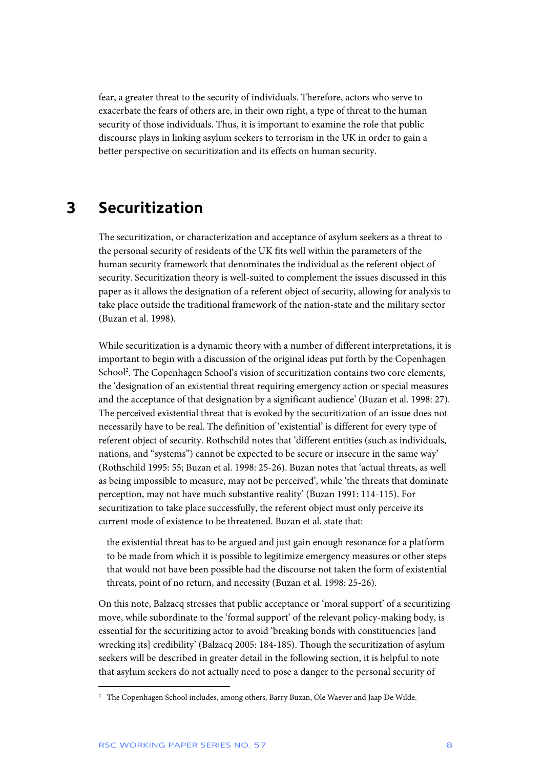fear, a greater threat to the security of individuals. Therefore, actors who serve to exacerbate the fears of others are, in their own right, a type of threat to the human security of those individuals. Thus, it is important to examine the role that public discourse plays in linking asylum seekers to terrorism in the UK in order to gain a better perspective on securitization and its effects on human security.

# 3 Securitization

The securitization, or characterization and acceptance of asylum seekers as a threat to the personal security of residents of the UK fits well within the parameters of the human security framework that denominates the individual as the referent object of security. Securitization theory is well-suited to complement the issues discussed in this paper as it allows the designation of a referent object of security, allowing for analysis to take place outside the traditional framework of the nation-state and the military sector (Buzan et al. 1998).

While securitization is a dynamic theory with a number of different interpretations, it is important to begin with a discussion of the original ideas put forth by the Copenhagen School[2]. The Copenhagen School's vision of securitization contains two core elements, the 'designation of an existential threat requiring emergency action or special measures and the acceptance of that designation by a significant audience' (Buzan et al. 1998: 27). The perceived existential threat that is evoked by the securitization of an issue does not necessarily have to be real. The definition of 'existential' is different for every type of referent object of security. Rothschild notes that 'different entities (such as individuals, nations, and "systems") cannot be expected to be secure or insecure in the same way' (Rothschild 1995: 55; Buzan et al. 1998: 25-26). Buzan notes that 'actual threats, as well as being impossible to measure, may not be perceived', while 'the threats that dominate perception, may not have much substantive reality' (Buzan 1991: 114-115). For securitization to take place successfully, the referent object must only perceive its current mode of existence to be threatened. Buzan et al. state that:

> the existential threat has to be argued and just gain enough resonance for a platform to be made from which it is possible to legitimize emergency measures or other steps that would not have been possible had the discourse not taken the form of existential threats, point of no return, and necessity (Buzan et al. 1998: 25-26).

On this note, Balzacq stresses that public acceptance or 'moral support' of a securitizing move, while subordinate to the 'formal support' of the relevant policy-making body, is essential for the securitizing actor to avoid 'breaking bonds with constituencies [and wrecking its] credibility' (Balzacq 2005: 184-185). Though the securitization of asylum seekers will be described in greater detail in the following section, it is helpful to note that asylum seekers do not actually need to pose a danger to the personal security of

---

[2] The Copenhagen School includes, among others, Barry Buzan, Ole Waever and Jaap De Wilde.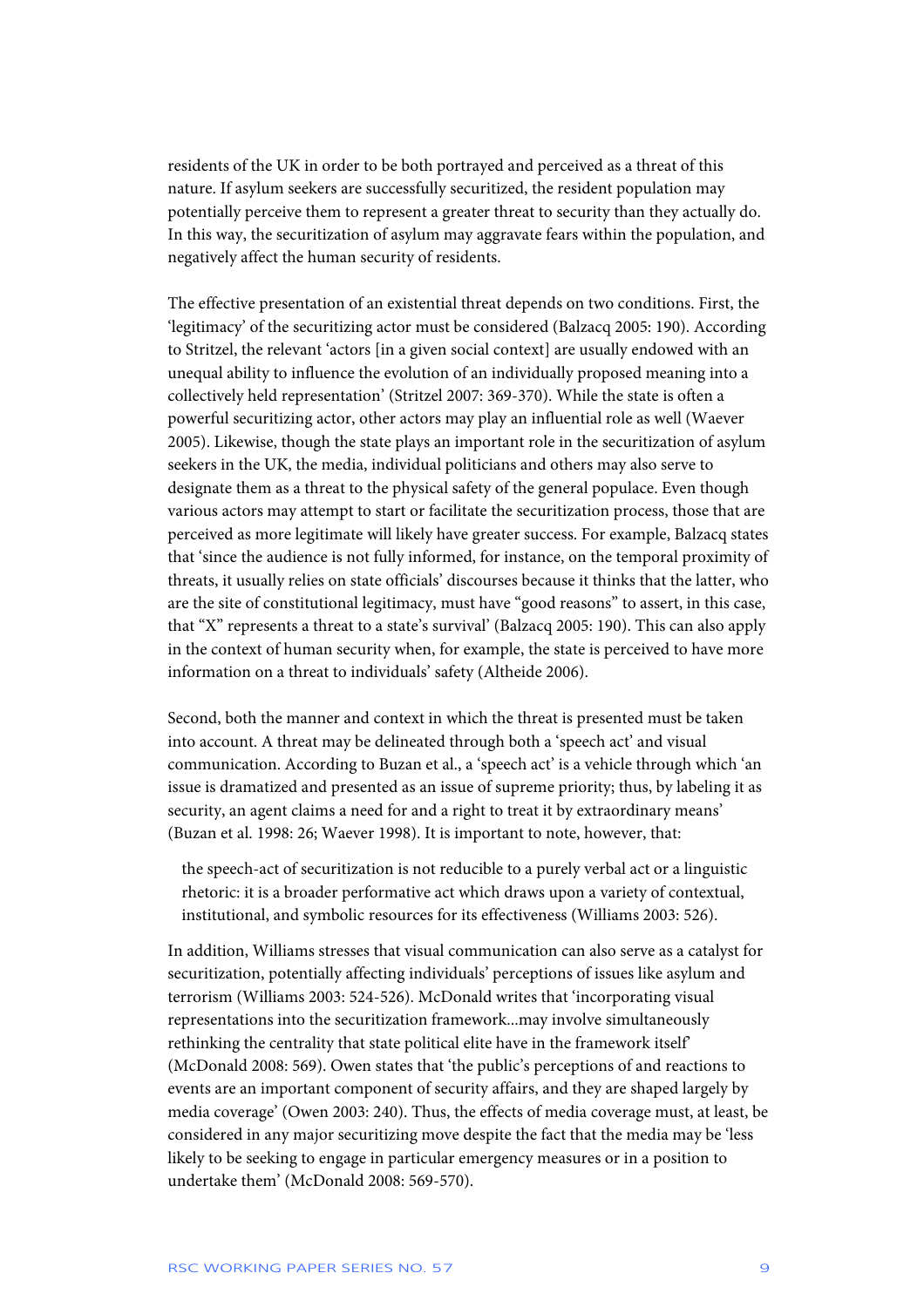residents of the UK in order to be both portrayed and perceived as a threat of this nature. If asylum seekers are successfully securitized, the resident population may potentially perceive them to represent a greater threat to security than they actually do. In this way, the securitization of asylum may aggravate fears within the population, and negatively affect the human security of residents.

The effective presentation of an existential threat depends on two conditions. First, the 'legitimacy' of the securitizing actor must be considered (Balzacq 2005: 190). According to Stritzel, the relevant 'actors [in a given social context] are usually endowed with an unequal ability to influence the evolution of an individually proposed meaning into a collectively held representation' (Stritzel 2007: 369-370). While the state is often a powerful securitizing actor, other actors may play an influential role as well (Waever 2005). Likewise, though the state plays an important role in the securitization of asylum seekers in the UK, the media, individual politicians and others may also serve to designate them as a threat to the physical safety of the general populace. Even though various actors may attempt to start or facilitate the securitization process, those that are perceived as more legitimate will likely have greater success. For example, Balzacq states that 'since the audience is not fully informed, for instance, on the temporal proximity of threats, it usually relies on state officials' discourses because it thinks that the latter, who are the site of constitutional legitimacy, must have "good reasons" to assert, in this case, that "X" represents a threat to a state's survival' (Balzacq 2005: 190). This can also apply in the context of human security when, for example, the state is perceived to have more information on a threat to individuals' safety (Altheide 2006).

Second, both the manner and context in which the threat is presented must be taken into account. A threat may be delineated through both a 'speech act' and visual communication. According to Buzan et al., a 'speech act' is a vehicle through which 'an issue is dramatized and presented as an issue of supreme priority; thus, by labeling it as security, an agent claims a need for and a right to treat it by extraordinary means' (Buzan et al. 1998: 26; Waever 1998). It is important to note, however, that:

> the speech-act of securitization is not reducible to a purely verbal act or a linguistic rhetoric: it is a broader performative act which draws upon a variety of contextual, institutional, and symbolic resources for its effectiveness (Williams 2003: 526).

In addition, Williams stresses that visual communication can also serve as a catalyst for securitization, potentially affecting individuals' perceptions of issues like asylum and terrorism (Williams 2003: 524-526). McDonald writes that 'incorporating visual representations into the securitization framework...may involve simultaneously rethinking the centrality that state political elite have in the framework itself' (McDonald 2008: 569). Owen states that 'the public's perceptions of and reactions to events are an important component of security affairs, and they are shaped largely by media coverage' (Owen 2003: 240). Thus, the effects of media coverage must, at least, be considered in any major securitizing move despite the fact that the media may be 'less likely to be seeking to engage in particular emergency measures or in a position to undertake them' (McDonald 2008: 569-570).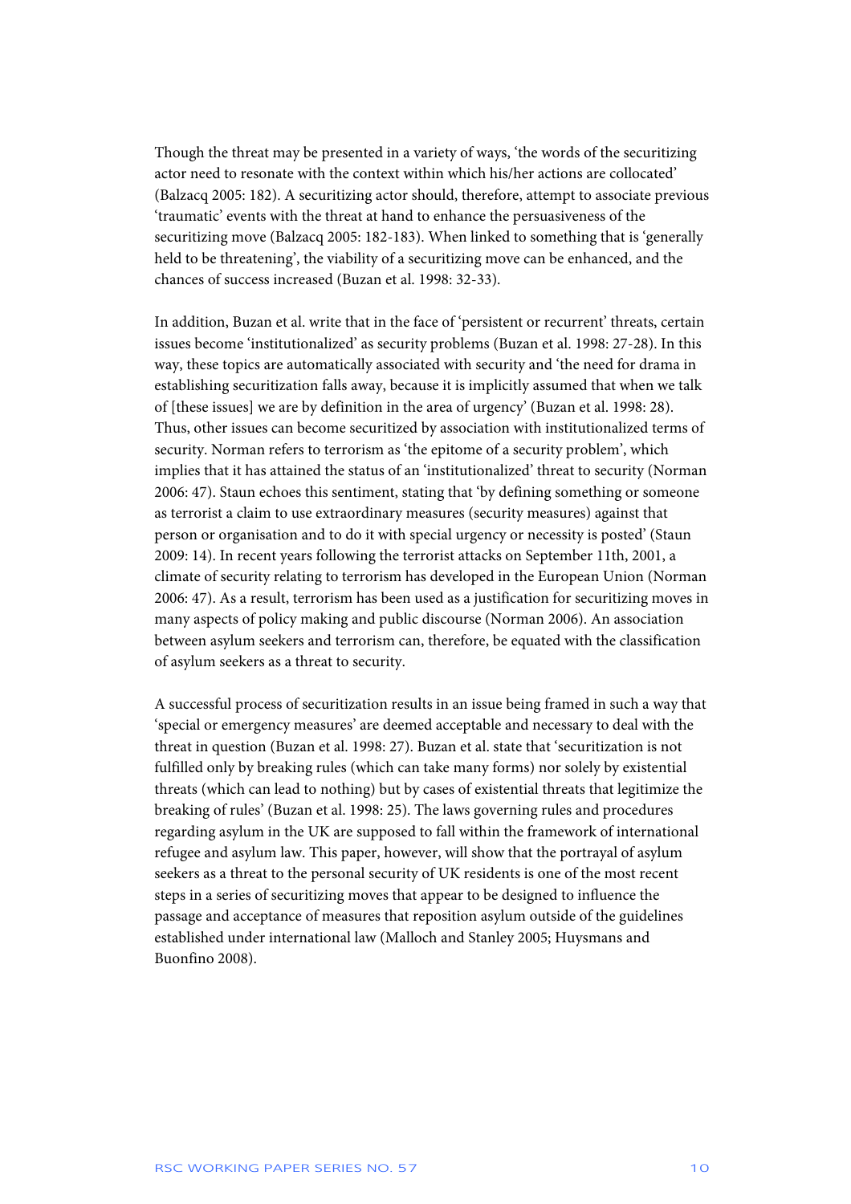Though the threat may be presented in a variety of ways, 'the words of the securitizing actor need to resonate with the context within which his/her actions are collocated' (Balzacq 2005: 182). A securitizing actor should, therefore, attempt to associate previous 'traumatic' events with the threat at hand to enhance the persuasiveness of the securitizing move (Balzacq 2005: 182-183). When linked to something that is 'generally held to be threatening', the viability of a securitizing move can be enhanced, and the chances of success increased (Buzan et al. 1998: 32-33).

In addition, Buzan et al. write that in the face of 'persistent or recurrent' threats, certain issues become 'institutionalized' as security problems (Buzan et al. 1998: 27-28). In this way, these topics are automatically associated with security and 'the need for drama in establishing securitization falls away, because it is implicitly assumed that when we talk of [these issues] we are by definition in the area of urgency' (Buzan et al. 1998: 28). Thus, other issues can become securitized by association with institutionalized terms of security. Norman refers to terrorism as 'the epitome of a security problem', which implies that it has attained the status of an 'institutionalized' threat to security (Norman 2006: 47). Staun echoes this sentiment, stating that 'by defining something or someone as terrorist a claim to use extraordinary measures (security measures) against that person or organisation and to do it with special urgency or necessity is posted' (Staun 2009: 14). In recent years following the terrorist attacks on September 11th, 2001, a climate of security relating to terrorism has developed in the European Union (Norman 2006: 47). As a result, terrorism has been used as a justification for securitizing moves in many aspects of policy making and public discourse (Norman 2006). An association between asylum seekers and terrorism can, therefore, be equated with the classification of asylum seekers as a threat to security.

A successful process of securitization results in an issue being framed in such a way that 'special or emergency measures' are deemed acceptable and necessary to deal with the threat in question (Buzan et al. 1998: 27). Buzan et al. state that 'securitization is not fulfilled only by breaking rules (which can take many forms) nor solely by existential threats (which can lead to nothing) but by cases of existential threats that legitimize the breaking of rules' (Buzan et al. 1998: 25). The laws governing rules and procedures regarding asylum in the UK are supposed to fall within the framework of international refugee and asylum law. This paper, however, will show that the portrayal of asylum seekers as a threat to the personal security of UK residents is one of the most recent steps in a series of securitizing moves that appear to be designed to influence the passage and acceptance of measures that reposition asylum outside of the guidelines established under international law (Malloch and Stanley 2005; Huysmans and Buonfino 2008).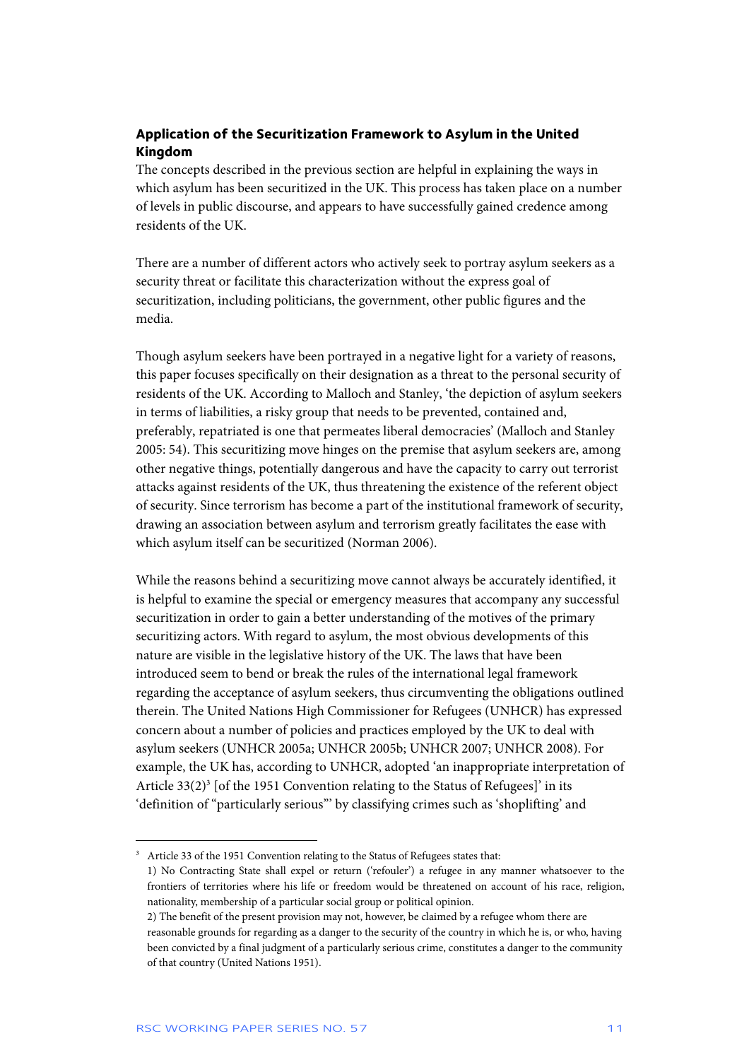### Application of the Securitization Framework to Asylum in the United Kingdom

The concepts described in the previous section are helpful in explaining the ways in which asylum has been securitized in the UK. This process has taken place on a number of levels in public discourse, and appears to have successfully gained credence among residents of the UK.

There are a number of different actors who actively seek to portray asylum seekers as a security threat or facilitate this characterization without the express goal of securitization, including politicians, the government, other public figures and the media.

Though asylum seekers have been portrayed in a negative light for a variety of reasons, this paper focuses specifically on their designation as a threat to the personal security of residents of the UK. According to Malloch and Stanley, 'the depiction of asylum seekers in terms of liabilities, a risky group that needs to be prevented, contained and, preferably, repatriated is one that permeates liberal democracies' (Malloch and Stanley 2005: 54). This securitizing move hinges on the premise that asylum seekers are, among other negative things, potentially dangerous and have the capacity to carry out terrorist attacks against residents of the UK, thus threatening the existence of the referent object of security. Since terrorism has become a part of the institutional framework of security, drawing an association between asylum and terrorism greatly facilitates the ease with which asylum itself can be securitized (Norman 2006).

While the reasons behind a securitizing move cannot always be accurately identified, it is helpful to examine the special or emergency measures that accompany any successful securitization in order to gain a better understanding of the motives of the primary securitizing actors. With regard to asylum, the most obvious developments of this nature are visible in the legislative history of the UK. The laws that have been introduced seem to bend or break the rules of the international legal framework regarding the acceptance of asylum seekers, thus circumventing the obligations outlined therein. The United Nations High Commissioner for Refugees (UNHCR) has expressed concern about a number of policies and practices employed by the UK to deal with asylum seekers (UNHCR 2005a; UNHCR 2005b; UNHCR 2007; UNHCR 2008). For example, the UK has, according to UNHCR, adopted 'an inappropriate interpretation of Article 33(2)[3] [of the 1951 Convention relating to the Status of Refugees]' in its 'definition of "particularly serious"' by classifying crimes such as 'shoplifting' and

---

[3] Article 33 of the 1951 Convention relating to the Status of Refugees states that:
1) No Contracting State shall expel or return ('refouler') a refugee in any manner whatsoever to the frontiers of territories where his life or freedom would be threatened on account of his race, religion, nationality, membership of a particular social group or political opinion.
2) The benefit of the present provision may not, however, be claimed by a refugee whom there are reasonable grounds for regarding as a danger to the security of the country in which he is, or who, having been convicted by a final judgment of a particularly serious crime, constitutes a danger to the community of that country (United Nations 1951).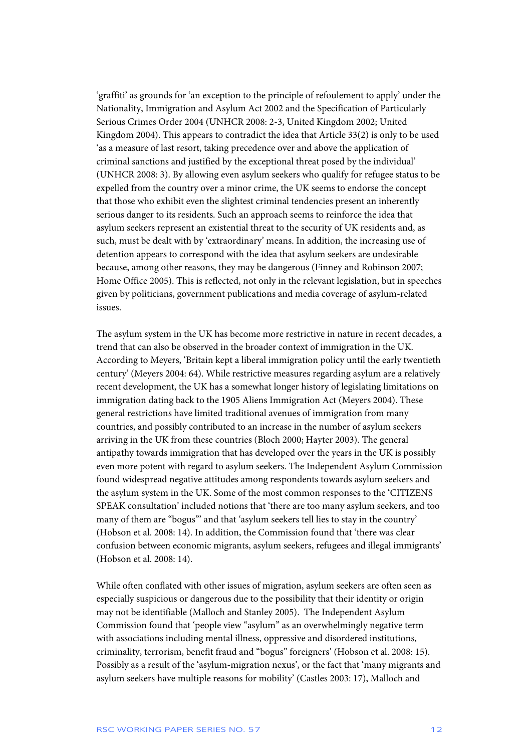'graffiti' as grounds for 'an exception to the principle of refoulement to apply' under the Nationality, Immigration and Asylum Act 2002 and the Specification of Particularly Serious Crimes Order 2004 (UNHCR 2008: 2-3, United Kingdom 2002; United Kingdom 2004). This appears to contradict the idea that Article 33(2) is only to be used 'as a measure of last resort, taking precedence over and above the application of criminal sanctions and justified by the exceptional threat posed by the individual' (UNHCR 2008: 3). By allowing even asylum seekers who qualify for refugee status to be expelled from the country over a minor crime, the UK seems to endorse the concept that those who exhibit even the slightest criminal tendencies present an inherently serious danger to its residents. Such an approach seems to reinforce the idea that asylum seekers represent an existential threat to the security of UK residents and, as such, must be dealt with by 'extraordinary' means. In addition, the increasing use of detention appears to correspond with the idea that asylum seekers are undesirable because, among other reasons, they may be dangerous (Finney and Robinson 2007; Home Office 2005). This is reflected, not only in the relevant legislation, but in speeches given by politicians, government publications and media coverage of asylum-related issues.

The asylum system in the UK has become more restrictive in nature in recent decades, a trend that can also be observed in the broader context of immigration in the UK. According to Meyers, 'Britain kept a liberal immigration policy until the early twentieth century' (Meyers 2004: 64). While restrictive measures regarding asylum are a relatively recent development, the UK has a somewhat longer history of legislating limitations on immigration dating back to the 1905 Aliens Immigration Act (Meyers 2004). These general restrictions have limited traditional avenues of immigration from many countries, and possibly contributed to an increase in the number of asylum seekers arriving in the UK from these countries (Bloch 2000; Hayter 2003). The general antipathy towards immigration that has developed over the years in the UK is possibly even more potent with regard to asylum seekers. The Independent Asylum Commission found widespread negative attitudes among respondents towards asylum seekers and the asylum system in the UK. Some of the most common responses to the 'CITIZENS SPEAK consultation' included notions that 'there are too many asylum seekers, and too many of them are "bogus"' and that 'asylum seekers tell lies to stay in the country' (Hobson et al. 2008: 14). In addition, the Commission found that 'there was clear confusion between economic migrants, asylum seekers, refugees and illegal immigrants' (Hobson et al. 2008: 14).

While often conflated with other issues of migration, asylum seekers are often seen as especially suspicious or dangerous due to the possibility that their identity or origin may not be identifiable (Malloch and Stanley 2005). The Independent Asylum Commission found that 'people view "asylum" as an overwhelmingly negative term with associations including mental illness, oppressive and disordered institutions, criminality, terrorism, benefit fraud and "bogus" foreigners' (Hobson et al. 2008: 15). Possibly as a result of the 'asylum-migration nexus', or the fact that 'many migrants and asylum seekers have multiple reasons for mobility' (Castles 2003: 17), Malloch and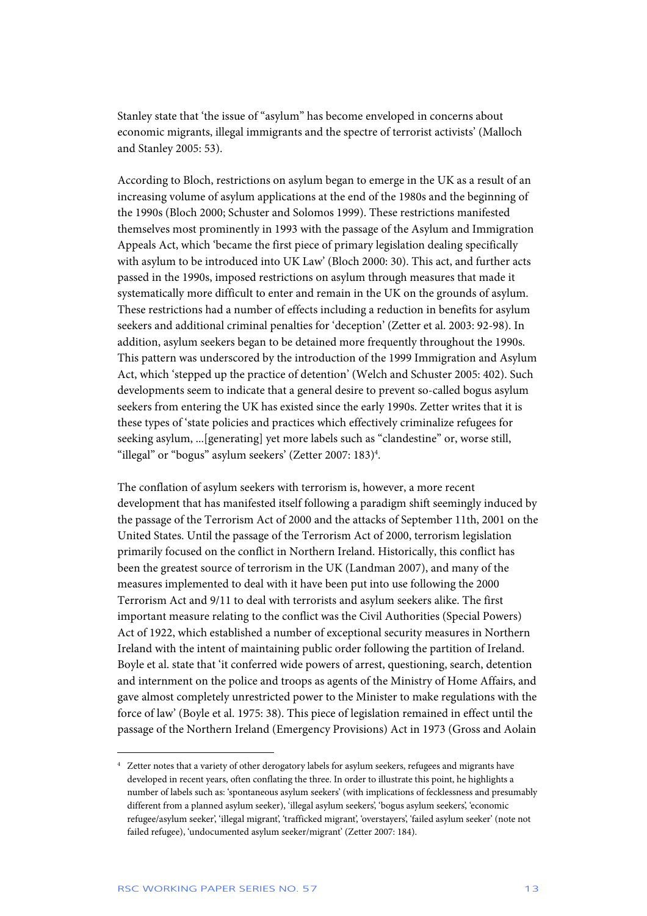Stanley state that 'the issue of "asylum" has become enveloped in concerns about economic migrants, illegal immigrants and the spectre of terrorist activists' (Malloch and Stanley 2005: 53).

According to Bloch, restrictions on asylum began to emerge in the UK as a result of an increasing volume of asylum applications at the end of the 1980s and the beginning of the 1990s (Bloch 2000; Schuster and Solomos 1999). These restrictions manifested themselves most prominently in 1993 with the passage of the Asylum and Immigration Appeals Act, which 'became the first piece of primary legislation dealing specifically with asylum to be introduced into UK Law' (Bloch 2000: 30). This act, and further acts passed in the 1990s, imposed restrictions on asylum through measures that made it systematically more difficult to enter and remain in the UK on the grounds of asylum. These restrictions had a number of effects including a reduction in benefits for asylum seekers and additional criminal penalties for 'deception' (Zetter et al. 2003: 92-98). In addition, asylum seekers began to be detained more frequently throughout the 1990s. This pattern was underscored by the introduction of the 1999 Immigration and Asylum Act, which 'stepped up the practice of detention' (Welch and Schuster 2005: 402). Such developments seem to indicate that a general desire to prevent so-called bogus asylum seekers from entering the UK has existed since the early 1990s. Zetter writes that it is these types of 'state policies and practices which effectively criminalize refugees for seeking asylum, ...[generating] yet more labels such as "clandestine" or, worse still, "illegal" or "bogus" asylum seekers' (Zetter 2007: 183)[4].

The conflation of asylum seekers with terrorism is, however, a more recent development that has manifested itself following a paradigm shift seemingly induced by the passage of the Terrorism Act of 2000 and the attacks of September 11th, 2001 on the United States. Until the passage of the Terrorism Act of 2000, terrorism legislation primarily focused on the conflict in Northern Ireland. Historically, this conflict has been the greatest source of terrorism in the UK (Landman 2007), and many of the measures implemented to deal with it have been put into use following the 2000 Terrorism Act and 9/11 to deal with terrorists and asylum seekers alike. The first important measure relating to the conflict was the Civil Authorities (Special Powers) Act of 1922, which established a number of exceptional security measures in Northern Ireland with the intent of maintaining public order following the partition of Ireland. Boyle et al. state that 'it conferred wide powers of arrest, questioning, search, detention and internment on the police and troops as agents of the Ministry of Home Affairs, and gave almost completely unrestricted power to the Minister to make regulations with the force of law' (Boyle et al. 1975: 38). This piece of legislation remained in effect until the passage of the Northern Ireland (Emergency Provisions) Act in 1973 (Gross and Aolain

[4] Zetter notes that a variety of other derogatory labels for asylum seekers, refugees and migrants have developed in recent years, often conflating the three. In order to illustrate this point, he highlights a number of labels such as: 'spontaneous asylum seekers' (with implications of fecklessness and presumably different from a planned asylum seeker), 'illegal asylum seekers', 'bogus asylum seekers', 'economic refugee/asylum seeker', 'illegal migrant', 'trafficked migrant', 'overstayers', 'failed asylum seeker' (note not failed refugee), 'undocumented asylum seeker/migrant' (Zetter 2007: 184).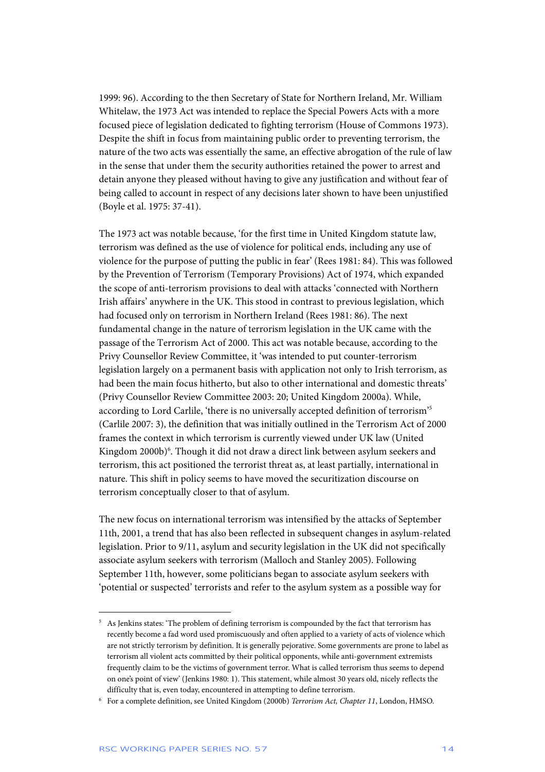1999: 96). According to the then Secretary of State for Northern Ireland, Mr. William Whitelaw, the 1973 Act was intended to replace the Special Powers Acts with a more focused piece of legislation dedicated to fighting terrorism (House of Commons 1973). Despite the shift in focus from maintaining public order to preventing terrorism, the nature of the two acts was essentially the same, an effective abrogation of the rule of law in the sense that under them the security authorities retained the power to arrest and detain anyone they pleased without having to give any justification and without fear of being called to account in respect of any decisions later shown to have been unjustified (Boyle et al. 1975: 37-41).

The 1973 act was notable because, 'for the first time in United Kingdom statute law, terrorism was defined as the use of violence for political ends, including any use of violence for the purpose of putting the public in fear' (Rees 1981: 84). This was followed by the Prevention of Terrorism (Temporary Provisions) Act of 1974, which expanded the scope of anti-terrorism provisions to deal with attacks 'connected with Northern Irish affairs' anywhere in the UK. This stood in contrast to previous legislation, which had focused only on terrorism in Northern Ireland (Rees 1981: 86). The next fundamental change in the nature of terrorism legislation in the UK came with the passage of the Terrorism Act of 2000. This act was notable because, according to the Privy Counsellor Review Committee, it 'was intended to put counter-terrorism legislation largely on a permanent basis with application not only to Irish terrorism, as had been the main focus hitherto, but also to other international and domestic threats' (Privy Counsellor Review Committee 2003: 20; United Kingdom 2000a). While, according to Lord Carlile, 'there is no universally accepted definition of terrorism'[5] (Carlile 2007: 3), the definition that was initially outlined in the Terrorism Act of 2000 frames the context in which terrorism is currently viewed under UK law (United Kingdom 2000b)[6]. Though it did not draw a direct link between asylum seekers and terrorism, this act positioned the terrorist threat as, at least partially, international in nature. This shift in policy seems to have moved the securitization discourse on terrorism conceptually closer to that of asylum.

The new focus on international terrorism was intensified by the attacks of September 11th, 2001, a trend that has also been reflected in subsequent changes in asylum-related legislation. Prior to 9/11, asylum and security legislation in the UK did not specifically associate asylum seekers with terrorism (Malloch and Stanley 2005). Following September 11th, however, some politicians began to associate asylum seekers with 'potential or suspected' terrorists and refer to the asylum system as a possible way for

---

[5] As Jenkins states: 'The problem of defining terrorism is compounded by the fact that terrorism has recently become a fad word used promiscuously and often applied to a variety of acts of violence which are not strictly terrorism by definition. It is generally pejorative. Some governments are prone to label as terrorism all violent acts committed by their political opponents, while anti-government extremists frequently claim to be the victims of government terror. What is called terrorism thus seems to depend on one's point of view' (Jenkins 1980: 1). This statement, while almost 30 years old, nicely reflects the difficulty that is, even today, encountered in attempting to define terrorism.

[6] For a complete definition, see United Kingdom (2000b) *Terrorism Act, Chapter 11*, London, HMSO.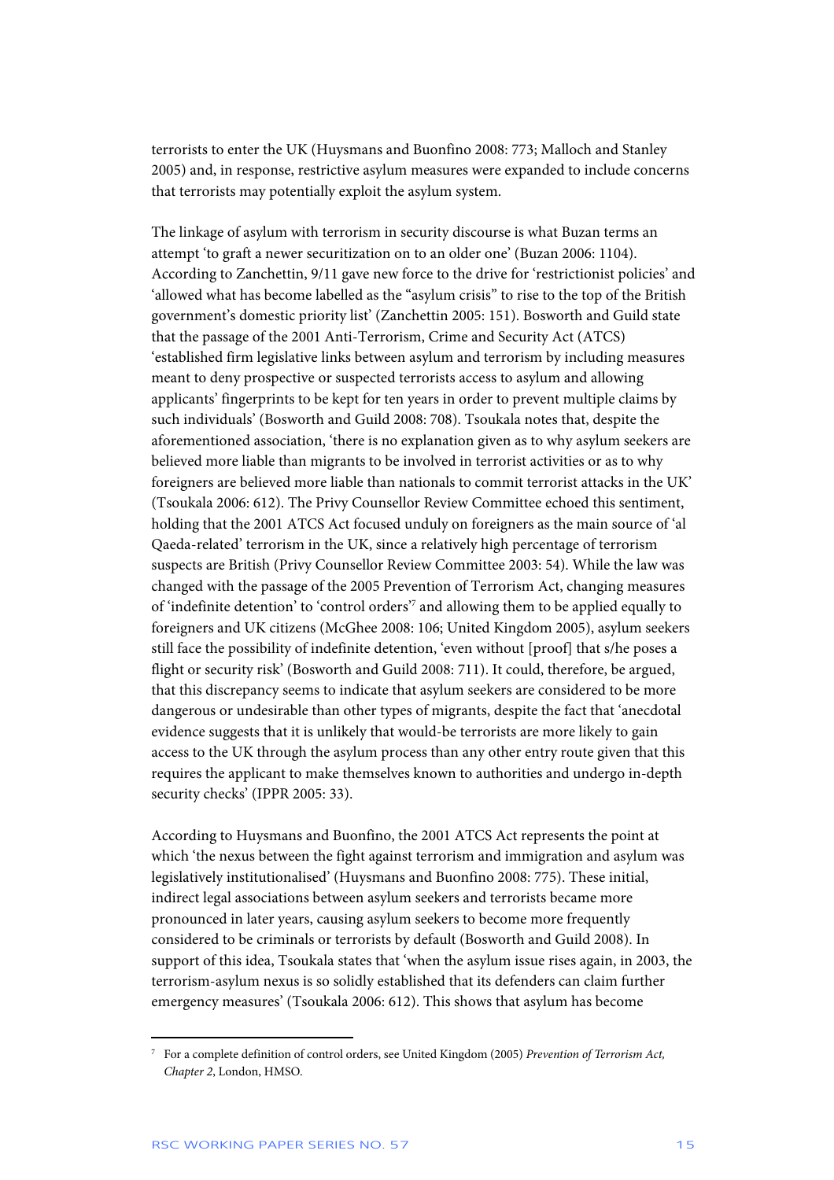terrorists to enter the UK (Huysmans and Buonfino 2008: 773; Malloch and Stanley 2005) and, in response, restrictive asylum measures were expanded to include concerns that terrorists may potentially exploit the asylum system.

The linkage of asylum with terrorism in security discourse is what Buzan terms an attempt 'to graft a newer securitization on to an older one' (Buzan 2006: 1104). According to Zanchettin, 9/11 gave new force to the drive for 'restrictionist policies' and 'allowed what has become labelled as the "asylum crisis" to rise to the top of the British government's domestic priority list' (Zanchettin 2005: 151). Bosworth and Guild state that the passage of the 2001 Anti-Terrorism, Crime and Security Act (ATCS) 'established firm legislative links between asylum and terrorism by including measures meant to deny prospective or suspected terrorists access to asylum and allowing applicants' fingerprints to be kept for ten years in order to prevent multiple claims by such individuals' (Bosworth and Guild 2008: 708). Tsoukala notes that, despite the aforementioned association, 'there is no explanation given as to why asylum seekers are believed more liable than migrants to be involved in terrorist activities or as to why foreigners are believed more liable than nationals to commit terrorist attacks in the UK' (Tsoukala 2006: 612). The Privy Counsellor Review Committee echoed this sentiment, holding that the 2001 ATCS Act focused unduly on foreigners as the main source of 'al Qaeda-related' terrorism in the UK, since a relatively high percentage of terrorism suspects are British (Privy Counsellor Review Committee 2003: 54). While the law was changed with the passage of the 2005 Prevention of Terrorism Act, changing measures of 'indefinite detention' to 'control orders'[7] and allowing them to be applied equally to foreigners and UK citizens (McGhee 2008: 106; United Kingdom 2005), asylum seekers still face the possibility of indefinite detention, 'even without [proof] that s/he poses a flight or security risk' (Bosworth and Guild 2008: 711). It could, therefore, be argued, that this discrepancy seems to indicate that asylum seekers are considered to be more dangerous or undesirable than other types of migrants, despite the fact that 'anecdotal evidence suggests that it is unlikely that would-be terrorists are more likely to gain access to the UK through the asylum process than any other entry route given that this requires the applicant to make themselves known to authorities and undergo in-depth security checks' (IPPR 2005: 33).

According to Huysmans and Buonfino, the 2001 ATCS Act represents the point at which 'the nexus between the fight against terrorism and immigration and asylum was legislatively institutionalised' (Huysmans and Buonfino 2008: 775). These initial, indirect legal associations between asylum seekers and terrorists became more pronounced in later years, causing asylum seekers to become more frequently considered to be criminals or terrorists by default (Bosworth and Guild 2008). In support of this idea, Tsoukala states that 'when the asylum issue rises again, in 2003, the terrorism-asylum nexus is so solidly established that its defenders can claim further emergency measures' (Tsoukala 2006: 612). This shows that asylum has become

[7] For a complete definition of control orders, see United Kingdom (2005) *Prevention of Terrorism Act, Chapter 2*, London, HMSO.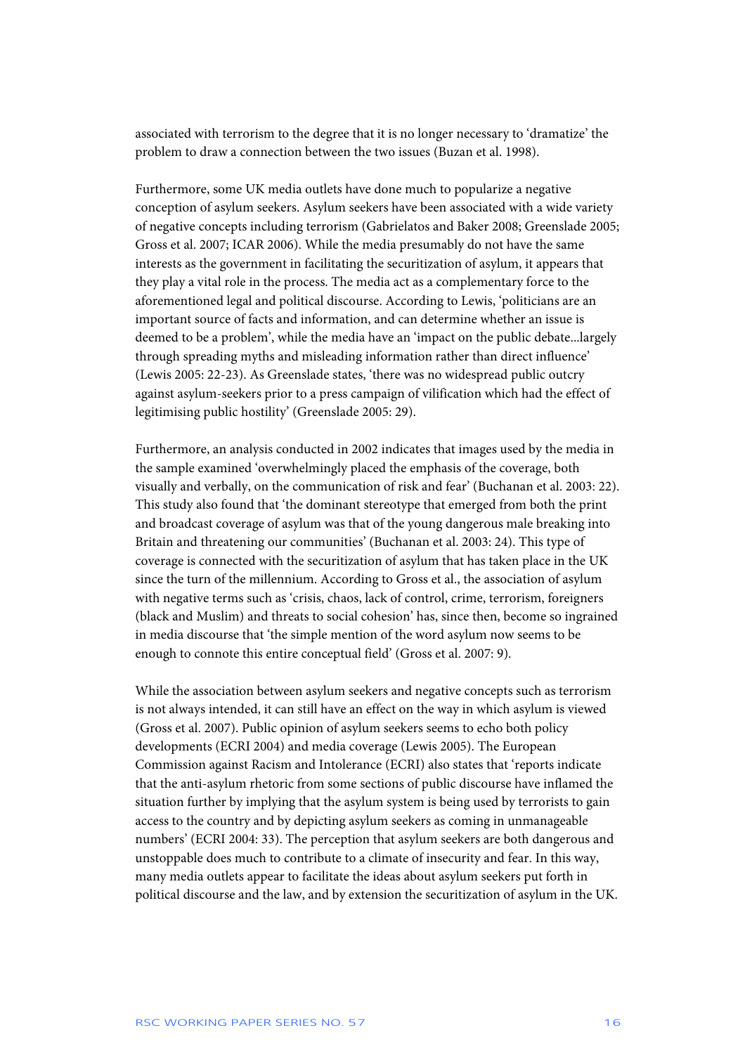associated with terrorism to the degree that it is no longer necessary to 'dramatize' the problem to draw a connection between the two issues (Buzan et al. 1998).

Furthermore, some UK media outlets have done much to popularize a negative conception of asylum seekers. Asylum seekers have been associated with a wide variety of negative concepts including terrorism (Gabrielatos and Baker 2008; Greenslade 2005; Gross et al. 2007; ICAR 2006). While the media presumably do not have the same interests as the government in facilitating the securitization of asylum, it appears that they play a vital role in the process. The media act as a complementary force to the aforementioned legal and political discourse. According to Lewis, 'politicians are an important source of facts and information, and can determine whether an issue is deemed to be a problem', while the media have an 'impact on the public debate...largely through spreading myths and misleading information rather than direct influence' (Lewis 2005: 22-23). As Greenslade states, 'there was no widespread public outcry against asylum-seekers prior to a press campaign of vilification which had the effect of legitimising public hostility' (Greenslade 2005: 29).

Furthermore, an analysis conducted in 2002 indicates that images used by the media in the sample examined 'overwhelmingly placed the emphasis of the coverage, both visually and verbally, on the communication of risk and fear' (Buchanan et al. 2003: 22). This study also found that 'the dominant stereotype that emerged from both the print and broadcast coverage of asylum was that of the young dangerous male breaking into Britain and threatening our communities' (Buchanan et al. 2003: 24). This type of coverage is connected with the securitization of asylum that has taken place in the UK since the turn of the millennium. According to Gross et al., the association of asylum with negative terms such as 'crisis, chaos, lack of control, crime, terrorism, foreigners (black and Muslim) and threats to social cohesion' has, since then, become so ingrained in media discourse that 'the simple mention of the word asylum now seems to be enough to connote this entire conceptual field' (Gross et al. 2007: 9).

While the association between asylum seekers and negative concepts such as terrorism is not always intended, it can still have an effect on the way in which asylum is viewed (Gross et al. 2007). Public opinion of asylum seekers seems to echo both policy developments (ECRI 2004) and media coverage (Lewis 2005). The European Commission against Racism and Intolerance (ECRI) also states that 'reports indicate that the anti-asylum rhetoric from some sections of public discourse have inflamed the situation further by implying that the asylum system is being used by terrorists to gain access to the country and by depicting asylum seekers as coming in unmanageable numbers' (ECRI 2004: 33). The perception that asylum seekers are both dangerous and unstoppable does much to contribute to a climate of insecurity and fear. In this way, many media outlets appear to facilitate the ideas about asylum seekers put forth in political discourse and the law, and by extension the securitization of asylum in the UK.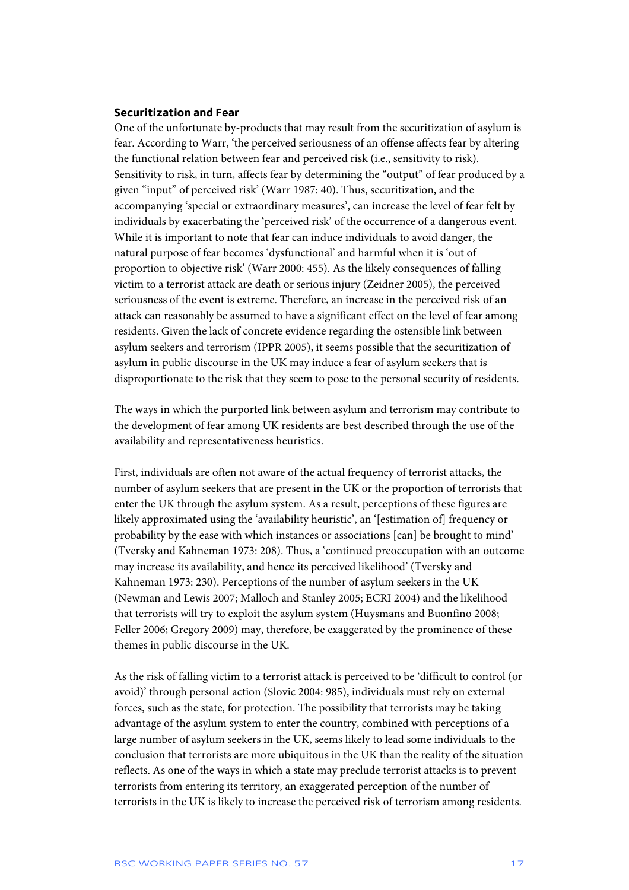### Securitization and Fear

One of the unfortunate by-products that may result from the securitization of asylum is fear. According to Warr, 'the perceived seriousness of an offense affects fear by altering the functional relation between fear and perceived risk (i.e., sensitivity to risk). Sensitivity to risk, in turn, affects fear by determining the "output" of fear produced by a given "input" of perceived risk' (Warr 1987: 40). Thus, securitization, and the accompanying 'special or extraordinary measures', can increase the level of fear felt by individuals by exacerbating the 'perceived risk' of the occurrence of a dangerous event. While it is important to note that fear can induce individuals to avoid danger, the natural purpose of fear becomes 'dysfunctional' and harmful when it is 'out of proportion to objective risk' (Warr 2000: 455). As the likely consequences of falling victim to a terrorist attack are death or serious injury (Zeidner 2005), the perceived seriousness of the event is extreme. Therefore, an increase in the perceived risk of an attack can reasonably be assumed to have a significant effect on the level of fear among residents. Given the lack of concrete evidence regarding the ostensible link between asylum seekers and terrorism (IPPR 2005), it seems possible that the securitization of asylum in public discourse in the UK may induce a fear of asylum seekers that is disproportionate to the risk that they seem to pose to the personal security of residents.

The ways in which the purported link between asylum and terrorism may contribute to the development of fear among UK residents are best described through the use of the availability and representativeness heuristics.

First, individuals are often not aware of the actual frequency of terrorist attacks, the number of asylum seekers that are present in the UK or the proportion of terrorists that enter the UK through the asylum system. As a result, perceptions of these figures are likely approximated using the 'availability heuristic', an '[estimation of] frequency or probability by the ease with which instances or associations [can] be brought to mind' (Tversky and Kahneman 1973: 208). Thus, a 'continued preoccupation with an outcome may increase its availability, and hence its perceived likelihood' (Tversky and Kahneman 1973: 230). Perceptions of the number of asylum seekers in the UK (Newman and Lewis 2007; Malloch and Stanley 2005; ECRI 2004) and the likelihood that terrorists will try to exploit the asylum system (Huysmans and Buonfino 2008; Feller 2006; Gregory 2009) may, therefore, be exaggerated by the prominence of these themes in public discourse in the UK.

As the risk of falling victim to a terrorist attack is perceived to be 'difficult to control (or avoid)' through personal action (Slovic 2004: 985), individuals must rely on external forces, such as the state, for protection. The possibility that terrorists may be taking advantage of the asylum system to enter the country, combined with perceptions of a large number of asylum seekers in the UK, seems likely to lead some individuals to the conclusion that terrorists are more ubiquitous in the UK than the reality of the situation reflects. As one of the ways in which a state may preclude terrorist attacks is to prevent terrorists from entering its territory, an exaggerated perception of the number of terrorists in the UK is likely to increase the perceived risk of terrorism among residents.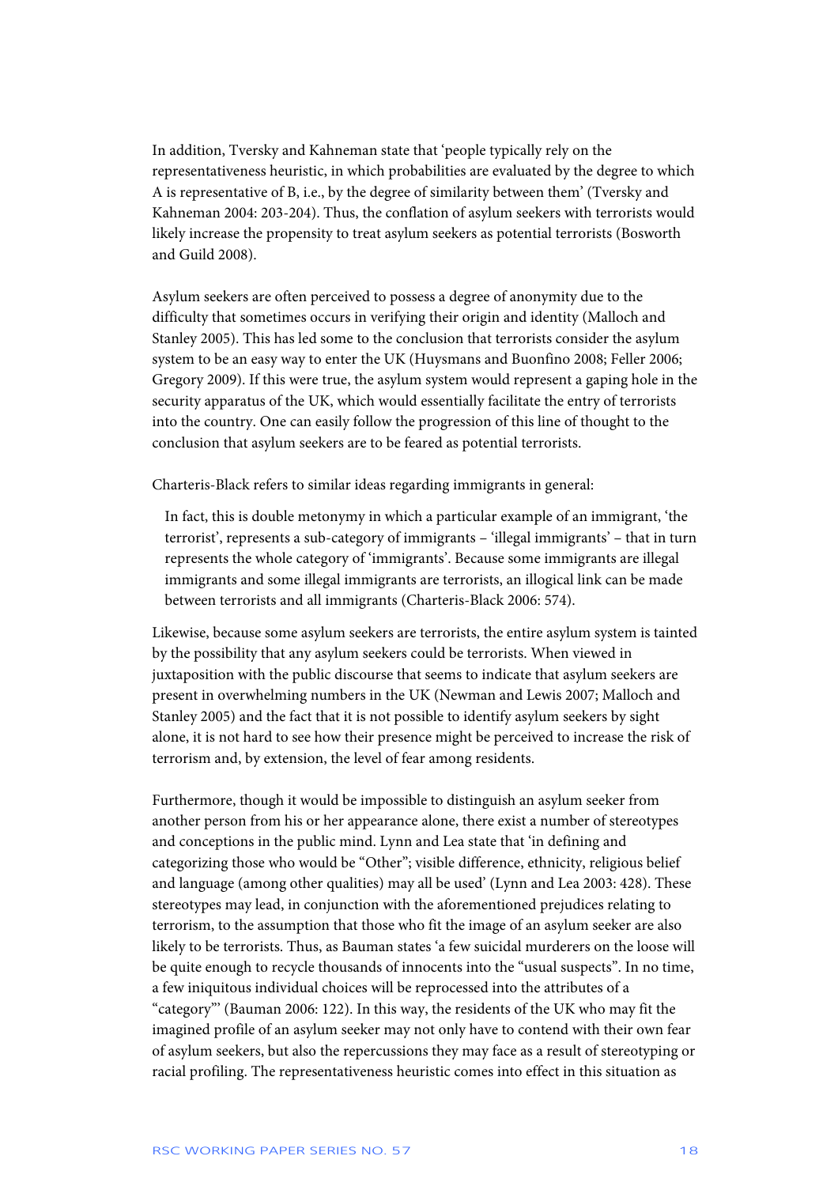In addition, Tversky and Kahneman state that 'people typically rely on the representativeness heuristic, in which probabilities are evaluated by the degree to which A is representative of B, i.e., by the degree of similarity between them' (Tversky and Kahneman 2004: 203-204). Thus, the conflation of asylum seekers with terrorists would likely increase the propensity to treat asylum seekers as potential terrorists (Bosworth and Guild 2008).

Asylum seekers are often perceived to possess a degree of anonymity due to the difficulty that sometimes occurs in verifying their origin and identity (Malloch and Stanley 2005). This has led some to the conclusion that terrorists consider the asylum system to be an easy way to enter the UK (Huysmans and Buonfino 2008; Feller 2006; Gregory 2009). If this were true, the asylum system would represent a gaping hole in the security apparatus of the UK, which would essentially facilitate the entry of terrorists into the country. One can easily follow the progression of this line of thought to the conclusion that asylum seekers are to be feared as potential terrorists.

Charteris-Black refers to similar ideas regarding immigrants in general:

> In fact, this is double metonymy in which a particular example of an immigrant, 'the terrorist', represents a sub-category of immigrants – 'illegal immigrants' – that in turn represents the whole category of 'immigrants'. Because some immigrants are illegal immigrants and some illegal immigrants are terrorists, an illogical link can be made between terrorists and all immigrants (Charteris-Black 2006: 574).

Likewise, because some asylum seekers are terrorists, the entire asylum system is tainted by the possibility that any asylum seekers could be terrorists. When viewed in juxtaposition with the public discourse that seems to indicate that asylum seekers are present in overwhelming numbers in the UK (Newman and Lewis 2007; Malloch and Stanley 2005) and the fact that it is not possible to identify asylum seekers by sight alone, it is not hard to see how their presence might be perceived to increase the risk of terrorism and, by extension, the level of fear among residents.

Furthermore, though it would be impossible to distinguish an asylum seeker from another person from his or her appearance alone, there exist a number of stereotypes and conceptions in the public mind. Lynn and Lea state that 'in defining and categorizing those who would be "Other"; visible difference, ethnicity, religious belief and language (among other qualities) may all be used' (Lynn and Lea 2003: 428). These stereotypes may lead, in conjunction with the aforementioned prejudices relating to terrorism, to the assumption that those who fit the image of an asylum seeker are also likely to be terrorists. Thus, as Bauman states 'a few suicidal murderers on the loose will be quite enough to recycle thousands of innocents into the "usual suspects". In no time, a few iniquitous individual choices will be reprocessed into the attributes of a "category"' (Bauman 2006: 122). In this way, the residents of the UK who may fit the imagined profile of an asylum seeker may not only have to contend with their own fear of asylum seekers, but also the repercussions they may face as a result of stereotyping or racial profiling. The representativeness heuristic comes into effect in this situation as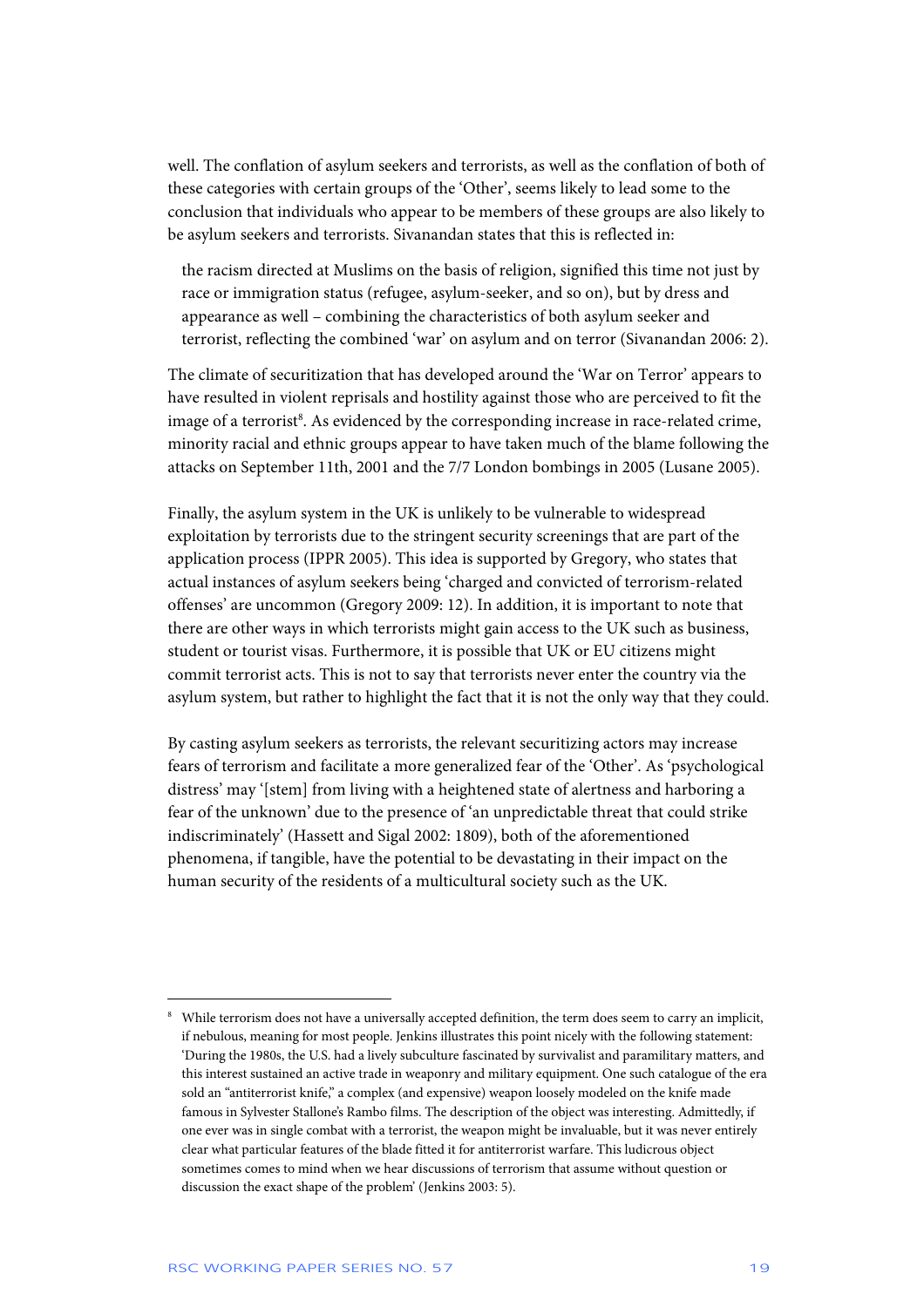well. The conflation of asylum seekers and terrorists, as well as the conflation of both of these categories with certain groups of the 'Other', seems likely to lead some to the conclusion that individuals who appear to be members of these groups are also likely to be asylum seekers and terrorists. Sivanandan states that this is reflected in:

> the racism directed at Muslims on the basis of religion, signified this time not just by race or immigration status (refugee, asylum-seeker, and so on), but by dress and appearance as well – combining the characteristics of both asylum seeker and terrorist, reflecting the combined 'war' on asylum and on terror (Sivanandan 2006: 2).

The climate of securitization that has developed around the 'War on Terror' appears to have resulted in violent reprisals and hostility against those who are perceived to fit the image of a terrorist[8]. As evidenced by the corresponding increase in race-related crime, minority racial and ethnic groups appear to have taken much of the blame following the attacks on September 11th, 2001 and the 7/7 London bombings in 2005 (Lusane 2005).

Finally, the asylum system in the UK is unlikely to be vulnerable to widespread exploitation by terrorists due to the stringent security screenings that are part of the application process (IPPR 2005). This idea is supported by Gregory, who states that actual instances of asylum seekers being 'charged and convicted of terrorism-related offenses' are uncommon (Gregory 2009: 12). In addition, it is important to note that there are other ways in which terrorists might gain access to the UK such as business, student or tourist visas. Furthermore, it is possible that UK or EU citizens might commit terrorist acts. This is not to say that terrorists never enter the country via the asylum system, but rather to highlight the fact that it is not the only way that they could.

By casting asylum seekers as terrorists, the relevant securitizing actors may increase fears of terrorism and facilitate a more generalized fear of the 'Other'. As 'psychological distress' may '[stem] from living with a heightened state of alertness and harboring a fear of the unknown' due to the presence of 'an unpredictable threat that could strike indiscriminately' (Hassett and Sigal 2002: 1809), both of the aforementioned phenomena, if tangible, have the potential to be devastating in their impact on the human security of the residents of a multicultural society such as the UK.

---

[8] While terrorism does not have a universally accepted definition, the term does seem to carry an implicit, if nebulous, meaning for most people. Jenkins illustrates this point nicely with the following statement: 'During the 1980s, the U.S. had a lively subculture fascinated by survivalist and paramilitary matters, and this interest sustained an active trade in weaponry and military equipment. One such catalogue of the era sold an "antiterrorist knife," a complex (and expensive) weapon loosely modeled on the knife made famous in Sylvester Stallone's Rambo films. The description of the object was interesting. Admittedly, if one ever was in single combat with a terrorist, the weapon might be invaluable, but it was never entirely clear what particular features of the blade fitted it for antiterrorist warfare. This ludicrous object sometimes comes to mind when we hear discussions of terrorism that assume without question or discussion the exact shape of the problem' (Jenkins 2003: 5).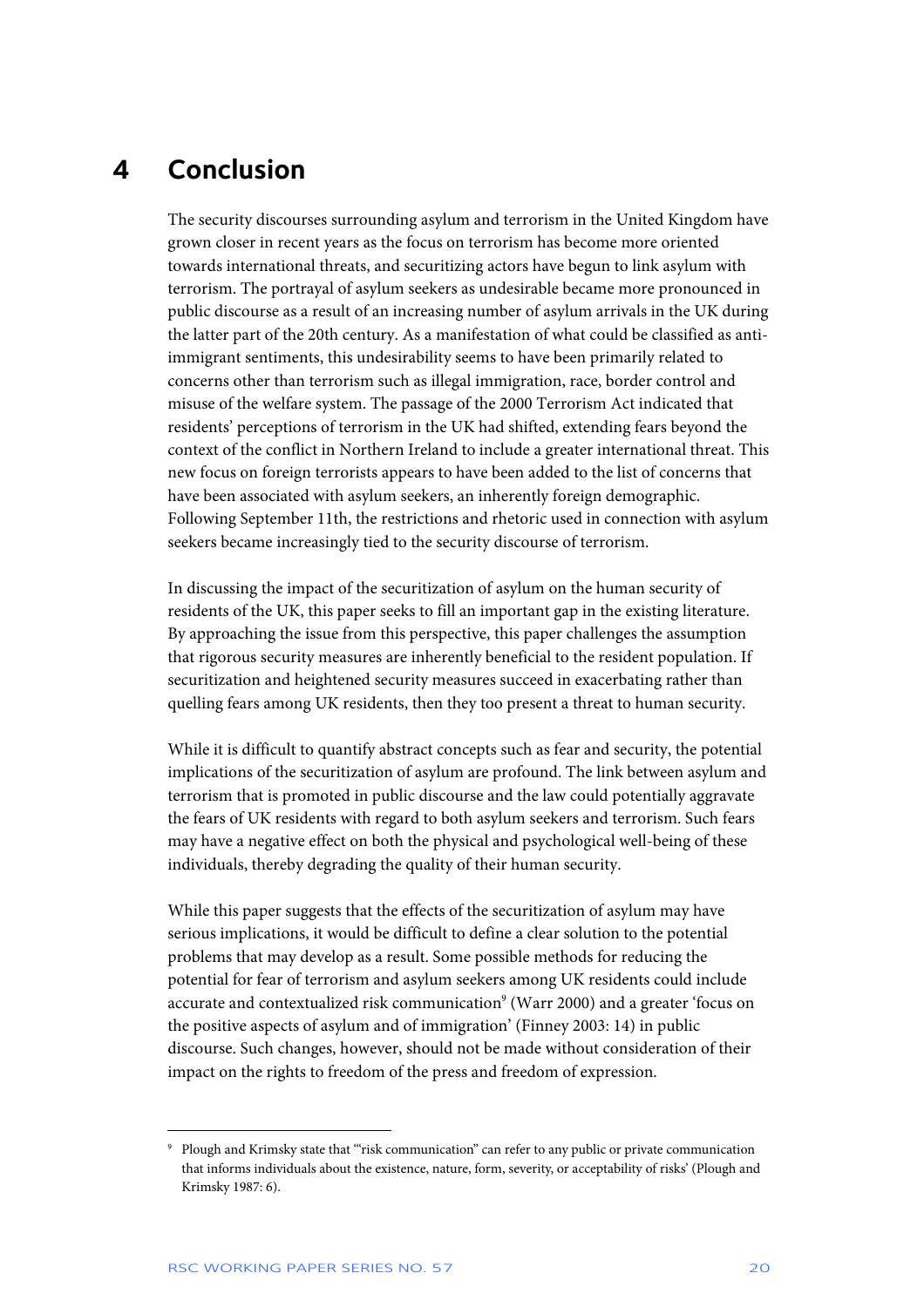# 4 Conclusion

The security discourses surrounding asylum and terrorism in the United Kingdom have grown closer in recent years as the focus on terrorism has become more oriented towards international threats, and securitizing actors have begun to link asylum with terrorism. The portrayal of asylum seekers as undesirable became more pronounced in public discourse as a result of an increasing number of asylum arrivals in the UK during the latter part of the 20th century. As a manifestation of what could be classified as anti-immigrant sentiments, this undesirability seems to have been primarily related to concerns other than terrorism such as illegal immigration, race, border control and misuse of the welfare system. The passage of the 2000 Terrorism Act indicated that residents' perceptions of terrorism in the UK had shifted, extending fears beyond the context of the conflict in Northern Ireland to include a greater international threat. This new focus on foreign terrorists appears to have been added to the list of concerns that have been associated with asylum seekers, an inherently foreign demographic. Following September 11th, the restrictions and rhetoric used in connection with asylum seekers became increasingly tied to the security discourse of terrorism.

In discussing the impact of the securitization of asylum on the human security of residents of the UK, this paper seeks to fill an important gap in the existing literature. By approaching the issue from this perspective, this paper challenges the assumption that rigorous security measures are inherently beneficial to the resident population. If securitization and heightened security measures succeed in exacerbating rather than quelling fears among UK residents, then they too present a threat to human security.

While it is difficult to quantify abstract concepts such as fear and security, the potential implications of the securitization of asylum are profound. The link between asylum and terrorism that is promoted in public discourse and the law could potentially aggravate the fears of UK residents with regard to both asylum seekers and terrorism. Such fears may have a negative effect on both the physical and psychological well-being of these individuals, thereby degrading the quality of their human security.

While this paper suggests that the effects of the securitization of asylum may have serious implications, it would be difficult to define a clear solution to the potential problems that may develop as a result. Some possible methods for reducing the potential for fear of terrorism and asylum seekers among UK residents could include accurate and contextualized risk communication[9] (Warr 2000) and a greater 'focus on the positive aspects of asylum and of immigration' (Finney 2003: 14) in public discourse. Such changes, however, should not be made without consideration of their impact on the rights to freedom of the press and freedom of expression.

---

[9] Plough and Krimsky state that '"risk communication" can refer to any public or private communication that informs individuals about the existence, nature, form, severity, or acceptability of risks' (Plough and Krimsky 1987: 6).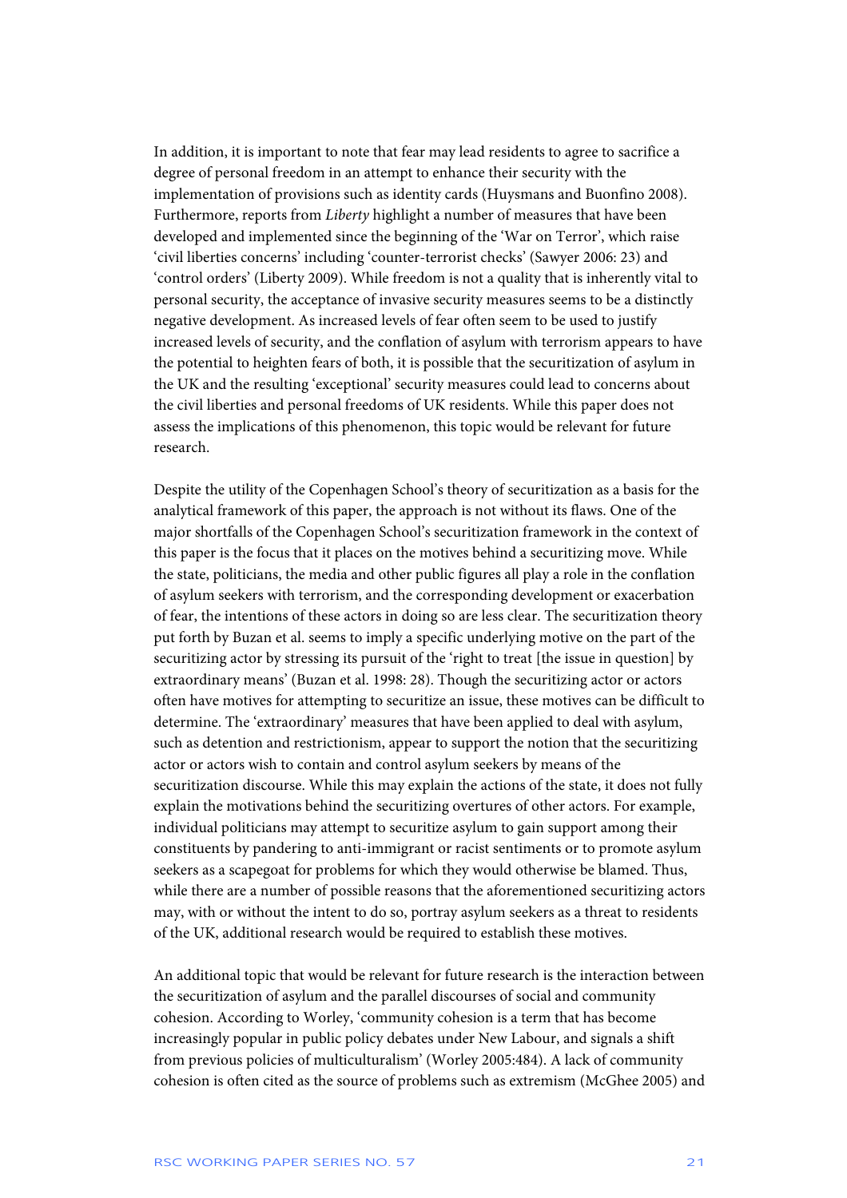In addition, it is important to note that fear may lead residents to agree to sacrifice a degree of personal freedom in an attempt to enhance their security with the implementation of provisions such as identity cards (Huysmans and Buonfino 2008). Furthermore, reports from *Liberty* highlight a number of measures that have been developed and implemented since the beginning of the 'War on Terror', which raise 'civil liberties concerns' including 'counter-terrorist checks' (Sawyer 2006: 23) and 'control orders' (Liberty 2009). While freedom is not a quality that is inherently vital to personal security, the acceptance of invasive security measures seems to be a distinctly negative development. As increased levels of fear often seem to be used to justify increased levels of security, and the conflation of asylum with terrorism appears to have the potential to heighten fears of both, it is possible that the securitization of asylum in the UK and the resulting 'exceptional' security measures could lead to concerns about the civil liberties and personal freedoms of UK residents. While this paper does not assess the implications of this phenomenon, this topic would be relevant for future research.

Despite the utility of the Copenhagen School's theory of securitization as a basis for the analytical framework of this paper, the approach is not without its flaws. One of the major shortfalls of the Copenhagen School's securitization framework in the context of this paper is the focus that it places on the motives behind a securitizing move. While the state, politicians, the media and other public figures all play a role in the conflation of asylum seekers with terrorism, and the corresponding development or exacerbation of fear, the intentions of these actors in doing so are less clear. The securitization theory put forth by Buzan et al. seems to imply a specific underlying motive on the part of the securitizing actor by stressing its pursuit of the 'right to treat [the issue in question] by extraordinary means' (Buzan et al. 1998: 28). Though the securitizing actor or actors often have motives for attempting to securitize an issue, these motives can be difficult to determine. The 'extraordinary' measures that have been applied to deal with asylum, such as detention and restrictionism, appear to support the notion that the securitizing actor or actors wish to contain and control asylum seekers by means of the securitization discourse. While this may explain the actions of the state, it does not fully explain the motivations behind the securitizing overtures of other actors. For example, individual politicians may attempt to securitize asylum to gain support among their constituents by pandering to anti-immigrant or racist sentiments or to promote asylum seekers as a scapegoat for problems for which they would otherwise be blamed. Thus, while there are a number of possible reasons that the aforementioned securitizing actors may, with or without the intent to do so, portray asylum seekers as a threat to residents of the UK, additional research would be required to establish these motives.

An additional topic that would be relevant for future research is the interaction between the securitization of asylum and the parallel discourses of social and community cohesion. According to Worley, 'community cohesion is a term that has become increasingly popular in public policy debates under New Labour, and signals a shift from previous policies of multiculturalism' (Worley 2005:484). A lack of community cohesion is often cited as the source of problems such as extremism (McGhee 2005) and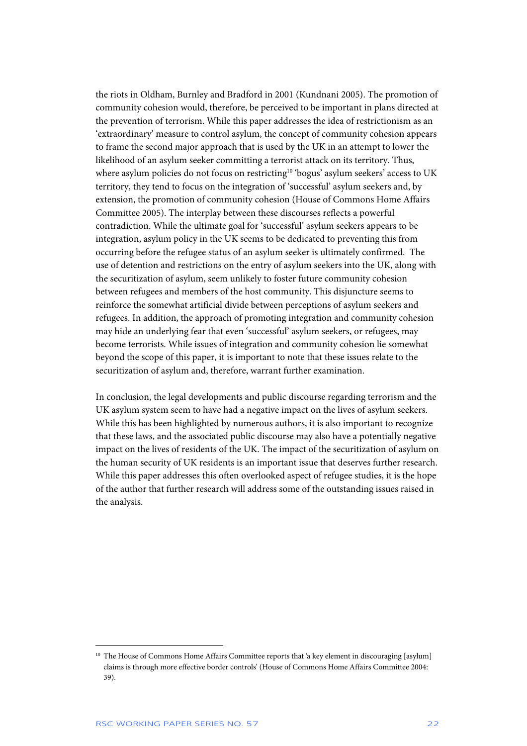the riots in Oldham, Burnley and Bradford in 2001 (Kundnani 2005). The promotion of community cohesion would, therefore, be perceived to be important in plans directed at the prevention of terrorism. While this paper addresses the idea of restrictionism as an 'extraordinary' measure to control asylum, the concept of community cohesion appears to frame the second major approach that is used by the UK in an attempt to lower the likelihood of an asylum seeker committing a terrorist attack on its territory. Thus, where asylum policies do not focus on restricting[10] 'bogus' asylum seekers' access to UK territory, they tend to focus on the integration of 'successful' asylum seekers and, by extension, the promotion of community cohesion (House of Commons Home Affairs Committee 2005). The interplay between these discourses reflects a powerful contradiction. While the ultimate goal for 'successful' asylum seekers appears to be integration, asylum policy in the UK seems to be dedicated to preventing this from occurring before the refugee status of an asylum seeker is ultimately confirmed. The use of detention and restrictions on the entry of asylum seekers into the UK, along with the securitization of asylum, seem unlikely to foster future community cohesion between refugees and members of the host community. This disjuncture seems to reinforce the somewhat artificial divide between perceptions of asylum seekers and refugees. In addition, the approach of promoting integration and community cohesion may hide an underlying fear that even 'successful' asylum seekers, or refugees, may become terrorists. While issues of integration and community cohesion lie somewhat beyond the scope of this paper, it is important to note that these issues relate to the securitization of asylum and, therefore, warrant further examination.

In conclusion, the legal developments and public discourse regarding terrorism and the UK asylum system seem to have had a negative impact on the lives of asylum seekers. While this has been highlighted by numerous authors, it is also important to recognize that these laws, and the associated public discourse may also have a potentially negative impact on the lives of residents of the UK. The impact of the securitization of asylum on the human security of UK residents is an important issue that deserves further research. While this paper addresses this often overlooked aspect of refugee studies, it is the hope of the author that further research will address some of the outstanding issues raised in the analysis.

---

[10] The House of Commons Home Affairs Committee reports that 'a key element in discouraging [asylum] claims is through more effective border controls' (House of Commons Home Affairs Committee 2004: 39).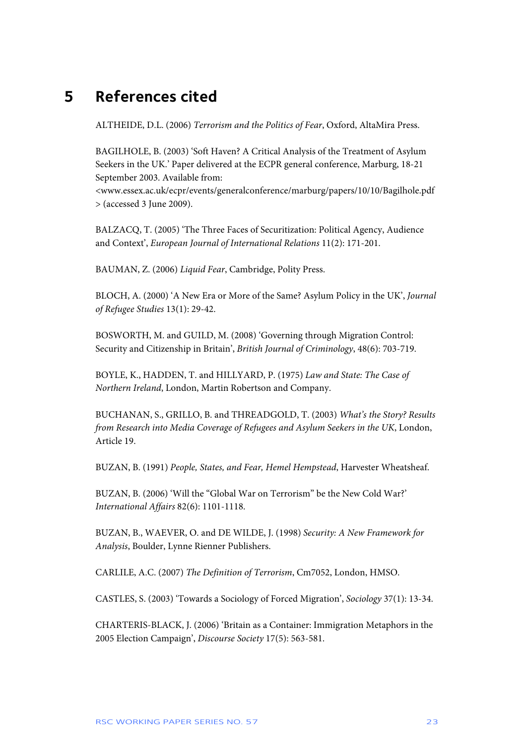# 5 References cited

ALTHEIDE, D.L. (2006) *Terrorism and the Politics of Fear*, Oxford, AltaMira Press.

BAGILHOLE, B. (2003) 'Soft Haven? A Critical Analysis of the Treatment of Asylum Seekers in the UK.' Paper delivered at the ECPR general conference, Marburg, 18-21 September 2003. Available from: <www.essex.ac.uk/ecpr/events/generalconference/marburg/papers/10/10/Bagilhole.pdf > (accessed 3 June 2009).

BALZACQ, T. (2005) 'The Three Faces of Securitization: Political Agency, Audience and Context', *European Journal of International Relations* 11(2): 171-201.

BAUMAN, Z. (2006) *Liquid Fear*, Cambridge, Polity Press.

BLOCH, A. (2000) 'A New Era or More of the Same? Asylum Policy in the UK', *Journal of Refugee Studies* 13(1): 29-42.

BOSWORTH, M. and GUILD, M. (2008) 'Governing through Migration Control: Security and Citizenship in Britain', *British Journal of Criminology*, 48(6): 703-719.

BOYLE, K., HADDEN, T. and HILLYARD, P. (1975) *Law and State: The Case of Northern Ireland*, London, Martin Robertson and Company.

BUCHANAN, S., GRILLO, B. and THREADGOLD, T. (2003) *What's the Story? Results from Research into Media Coverage of Refugees and Asylum Seekers in the UK*, London, Article 19.

BUZAN, B. (1991) *People, States, and Fear, Hemel Hempstead*, Harvester Wheatsheaf.

BUZAN, B. (2006) 'Will the "Global War on Terrorism" be the New Cold War?' *International Affairs* 82(6): 1101-1118.

BUZAN, B., WAEVER, O. and DE WILDE, J. (1998) *Security: A New Framework for Analysis*, Boulder, Lynne Rienner Publishers.

CARLILE, A.C. (2007) *The Definition of Terrorism*, Cm7052, London, HMSO.

CASTLES, S. (2003) 'Towards a Sociology of Forced Migration', *Sociology* 37(1): 13-34.

CHARTERIS-BLACK, J. (2006) 'Britain as a Container: Immigration Metaphors in the 2005 Election Campaign', *Discourse Society* 17(5): 563-581.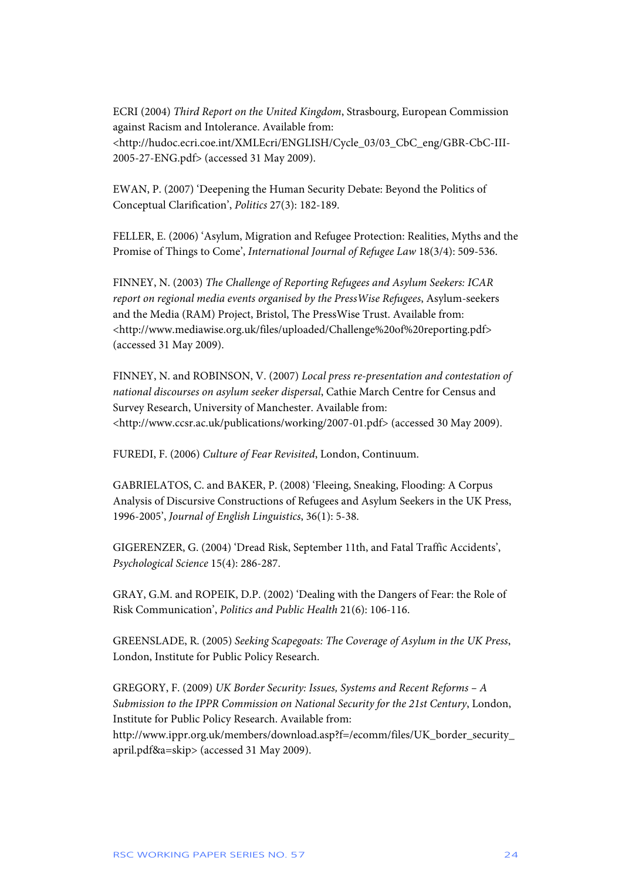ECRI (2004) *Third Report on the United Kingdom*, Strasbourg, European Commission against Racism and Intolerance. Available from: <http://hudoc.ecri.coe.int/XMLEcri/ENGLISH/Cycle_03/03_CbC_eng/GBR-CbC-III-2005-27-ENG.pdf> (accessed 31 May 2009).

EWAN, P. (2007) 'Deepening the Human Security Debate: Beyond the Politics of Conceptual Clarification', *Politics* 27(3): 182-189.

FELLER, E. (2006) 'Asylum, Migration and Refugee Protection: Realities, Myths and the Promise of Things to Come', *International Journal of Refugee Law* 18(3/4): 509-536.

FINNEY, N. (2003) *The Challenge of Reporting Refugees and Asylum Seekers: ICAR report on regional media events organised by the PressWise Refugees*, Asylum-seekers and the Media (RAM) Project, Bristol, The PressWise Trust. Available from: <http://www.mediawise.org.uk/files/uploaded/Challenge%20of%20reporting.pdf> (accessed 31 May 2009).

FINNEY, N. and ROBINSON, V. (2007) *Local press re-presentation and contestation of national discourses on asylum seeker dispersal*, Cathie March Centre for Census and Survey Research, University of Manchester. Available from: <http://www.ccsr.ac.uk/publications/working/2007-01.pdf> (accessed 30 May 2009).

FUREDI, F. (2006) *Culture of Fear Revisited*, London, Continuum.

GABRIELATOS, C. and BAKER, P. (2008) 'Fleeing, Sneaking, Flooding: A Corpus Analysis of Discursive Constructions of Refugees and Asylum Seekers in the UK Press, 1996-2005', *Journal of English Linguistics*, 36(1): 5-38.

GIGERENZER, G. (2004) 'Dread Risk, September 11th, and Fatal Traffic Accidents', *Psychological Science* 15(4): 286-287.

GRAY, G.M. and ROPEIK, D.P. (2002) 'Dealing with the Dangers of Fear: the Role of Risk Communication', *Politics and Public Health* 21(6): 106-116.

GREENSLADE, R. (2005) *Seeking Scapegoats: The Coverage of Asylum in the UK Press*, London, Institute for Public Policy Research.

GREGORY, F. (2009) *UK Border Security: Issues, Systems and Recent Reforms – A Submission to the IPPR Commission on National Security for the 21st Century*, London, Institute for Public Policy Research. Available from: http://www.ippr.org.uk/members/download.asp?f=/ecomm/files/UK_border_security_april.pdf&a=skip> (accessed 31 May 2009).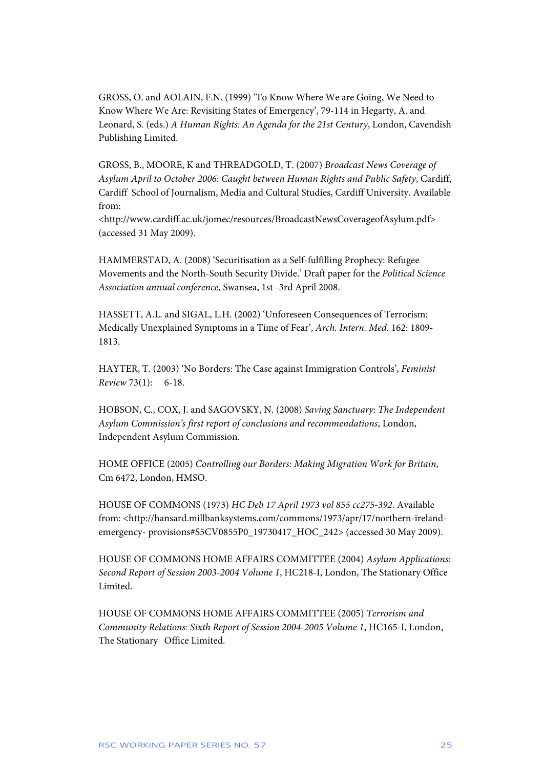GROSS, O. and AOLAIN, F.N. (1999) 'To Know Where We are Going, We Need to Know Where We Are: Revisiting States of Emergency', 79-114 in Hegarty, A. and Leonard, S. (eds.) *A Human Rights: An Agenda for the 21st Century*, London, Cavendish Publishing Limited.

GROSS, B., MOORE, K and THREADGOLD, T. (2007) *Broadcast News Coverage of Asylum April to October 2006: Caught between Human Rights and Public Safety*, Cardiff, Cardiff School of Journalism, Media and Cultural Studies, Cardiff University. Available from: <http://www.cardiff.ac.uk/jomec/resources/BroadcastNewsCoverageofAsylum.pdf> (accessed 31 May 2009).

HAMMERSTAD, A. (2008) 'Securitisation as a Self-fulfilling Prophecy: Refugee Movements and the North-South Security Divide.' Draft paper for the *Political Science Association annual conference*, Swansea, 1st -3rd April 2008.

HASSETT, A.L. and SIGAL, L.H. (2002) 'Unforeseen Consequences of Terrorism: Medically Unexplained Symptoms in a Time of Fear', *Arch. Intern. Med.* 162: 1809-1813.

HAYTER, T. (2003) 'No Borders: The Case against Immigration Controls', *Feminist Review* 73(1): 6-18.

HOBSON, C., COX, J. and SAGOVSKY, N. (2008) *Saving Sanctuary: The Independent Asylum Commission's first report of conclusions and recommendations*, London, Independent Asylum Commission.

HOME OFFICE (2005) *Controlling our Borders: Making Migration Work for Britain*, Cm 6472, London, HMSO.

HOUSE OF COMMONS (1973) *HC Deb 17 April 1973 vol 855 cc275-392.* Available from: <http://hansard.millbanksystems.com/commons/1973/apr/17/northern-ireland-emergency- provisions#S5CV0855P0_19730417_HOC_242> (accessed 30 May 2009).

HOUSE OF COMMONS HOME AFFAIRS COMMITTEE (2004) *Asylum Applications: Second Report of Session 2003-2004 Volume 1*, HC218-I, London, The Stationary Office Limited.

HOUSE OF COMMONS HOME AFFAIRS COMMITTEE (2005) *Terrorism and Community Relations: Sixth Report of Session 2004-2005 Volume 1*, HC165-I, London, The Stationary Office Limited.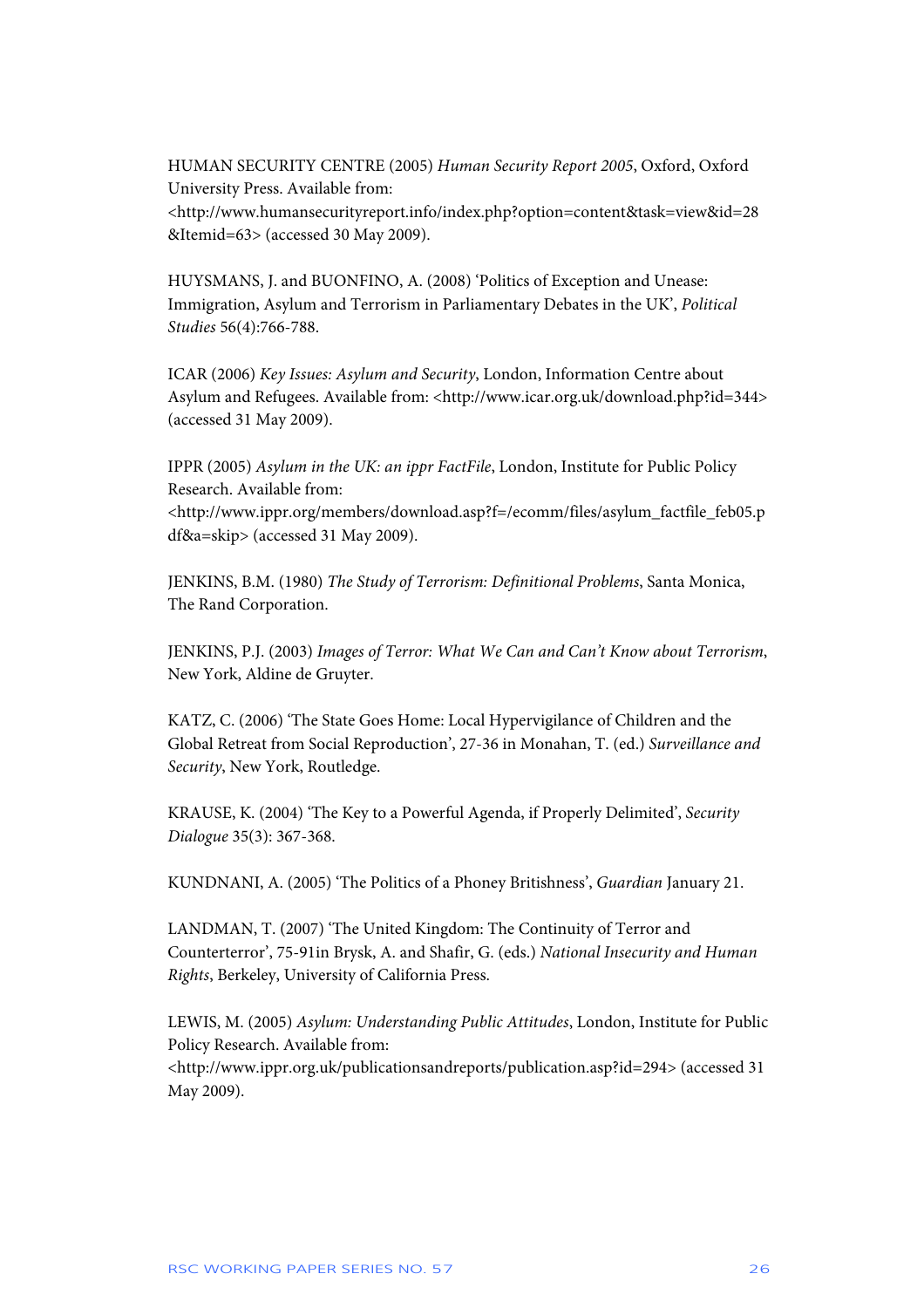HUMAN SECURITY CENTRE (2005) *Human Security Report 2005*, Oxford, Oxford University Press. Available from: <http://www.humansecurityreport.info/index.php?option=content&task=view&id=28&Itemid=63> (accessed 30 May 2009).

HUYSMANS, J. and BUONFINO, A. (2008) 'Politics of Exception and Unease: Immigration, Asylum and Terrorism in Parliamentary Debates in the UK', *Political Studies* 56(4):766-788.

ICAR (2006) *Key Issues: Asylum and Security*, London, Information Centre about Asylum and Refugees. Available from: <http://www.icar.org.uk/download.php?id=344> (accessed 31 May 2009).

IPPR (2005) *Asylum in the UK: an ippr FactFile*, London, Institute for Public Policy Research. Available from: <http://www.ippr.org/members/download.asp?f=/ecomm/files/asylum_factfile_feb05.pdf&a=skip> (accessed 31 May 2009).

JENKINS, B.M. (1980) *The Study of Terrorism: Definitional Problems*, Santa Monica, The Rand Corporation.

JENKINS, P.J. (2003) *Images of Terror: What We Can and Can't Know about Terrorism*, New York, Aldine de Gruyter.

KATZ, C. (2006) 'The State Goes Home: Local Hypervigilance of Children and the Global Retreat from Social Reproduction', 27-36 in Monahan, T. (ed.) *Surveillance and Security*, New York, Routledge.

KRAUSE, K. (2004) 'The Key to a Powerful Agenda, if Properly Delimited', *Security Dialogue* 35(3): 367-368.

KUNDNANI, A. (2005) 'The Politics of a Phoney Britishness', *Guardian* January 21.

LANDMAN, T. (2007) 'The United Kingdom: The Continuity of Terror and Counterterror', 75-91in Brysk, A. and Shafir, G. (eds.) *National Insecurity and Human Rights*, Berkeley, University of California Press.

LEWIS, M. (2005) *Asylum: Understanding Public Attitudes*, London, Institute for Public Policy Research. Available from: <http://www.ippr.org.uk/publicationsandreports/publication.asp?id=294> (accessed 31 May 2009).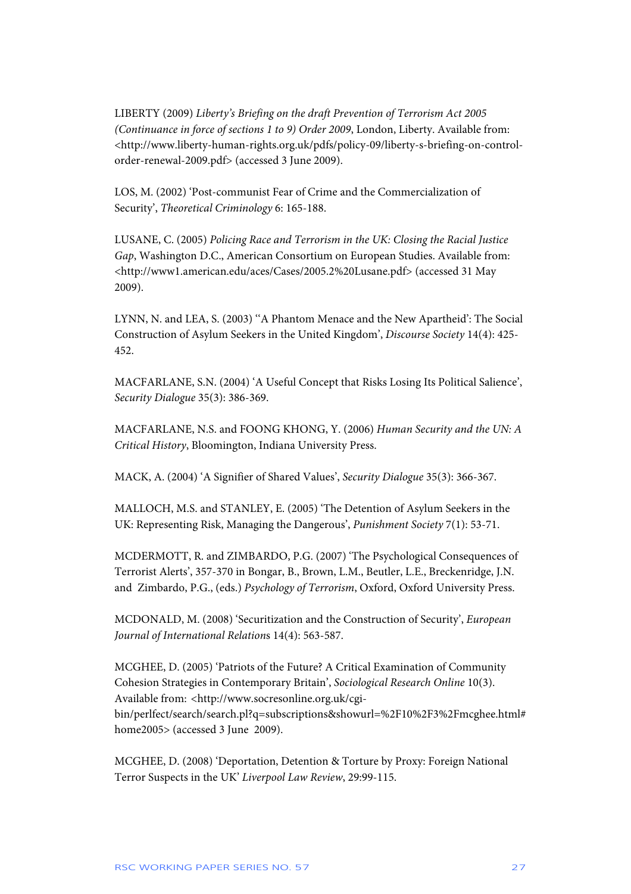LIBERTY (2009) *Liberty's Briefing on the draft Prevention of Terrorism Act 2005 (Continuance in force of sections 1 to 9) Order 2009*, London, Liberty. Available from: <http://www.liberty-human-rights.org.uk/pdfs/policy-09/liberty-s-briefing-on-control-order-renewal-2009.pdf> (accessed 3 June 2009).

LOS, M. (2002) 'Post-communist Fear of Crime and the Commercialization of Security', *Theoretical Criminology* 6: 165-188.

LUSANE, C. (2005) *Policing Race and Terrorism in the UK: Closing the Racial Justice Gap*, Washington D.C., American Consortium on European Studies. Available from: <http://www1.american.edu/aces/Cases/2005.2%20Lusane.pdf> (accessed 31 May 2009).

LYNN, N. and LEA, S. (2003) ''A Phantom Menace and the New Apartheid': The Social Construction of Asylum Seekers in the United Kingdom', *Discourse Society* 14(4): 425-452.

MACFARLANE, S.N. (2004) 'A Useful Concept that Risks Losing Its Political Salience', *Security Dialogue* 35(3): 386-369.

MACFARLANE, N.S. and FOONG KHONG, Y. (2006) *Human Security and the UN: A Critical History*, Bloomington, Indiana University Press.

MACK, A. (2004) 'A Signifier of Shared Values', *Security Dialogue* 35(3): 366-367.

MALLOCH, M.S. and STANLEY, E. (2005) 'The Detention of Asylum Seekers in the UK: Representing Risk, Managing the Dangerous', *Punishment Society* 7(1): 53-71.

MCDERMOTT, R. and ZIMBARDO, P.G. (2007) 'The Psychological Consequences of Terrorist Alerts', 357-370 in Bongar, B., Brown, L.M., Beutler, L.E., Breckenridge, J.N. and Zimbardo, P.G., (eds.) *Psychology of Terrorism*, Oxford, Oxford University Press.

MCDONALD, M. (2008) 'Securitization and the Construction of Security', *European Journal of International Relations* 14(4): 563-587.

MCGHEE, D. (2005) 'Patriots of the Future? A Critical Examination of Community Cohesion Strategies in Contemporary Britain', *Sociological Research Online* 10(3). Available from: <http://www.socresonline.org.uk/cgi-bin/perlfect/search/search.pl?q=subscriptions&showurl=%2F10%2F3%2Fmcghee.html#home2005> (accessed 3 June 2009).

MCGHEE, D. (2008) 'Deportation, Detention & Torture by Proxy: Foreign National Terror Suspects in the UK' *Liverpool Law Review*, 29:99-115.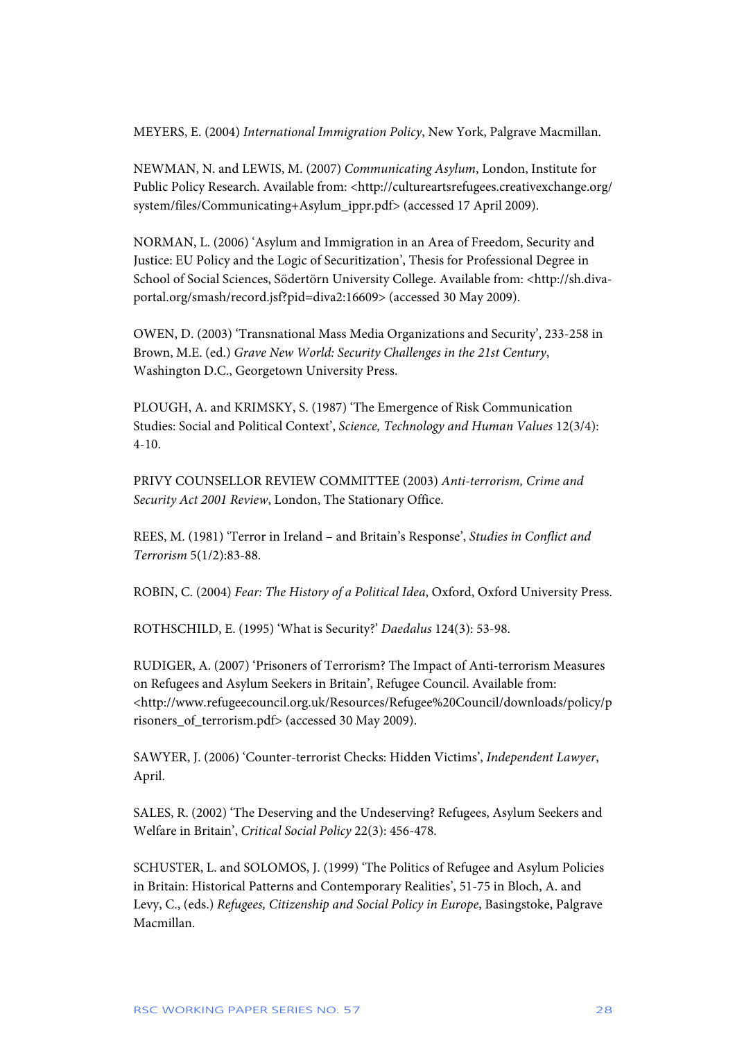MEYERS, E. (2004) *International Immigration Policy*, New York, Palgrave Macmillan.

NEWMAN, N. and LEWIS, M. (2007) *Communicating Asylum*, London, Institute for Public Policy Research. Available from: <http://cultureartsrefugees.creativexchange.org/system/files/Communicating+Asylum_ippr.pdf> (accessed 17 April 2009).

NORMAN, L. (2006) 'Asylum and Immigration in an Area of Freedom, Security and Justice: EU Policy and the Logic of Securitization', Thesis for Professional Degree in School of Social Sciences, Södertörn University College. Available from: <http://sh.diva-portal.org/smash/record.jsf?pid=diva2:16609> (accessed 30 May 2009).

OWEN, D. (2003) 'Transnational Mass Media Organizations and Security', 233-258 in Brown, M.E. (ed.) *Grave New World: Security Challenges in the 21st Century*, Washington D.C., Georgetown University Press.

PLOUGH, A. and KRIMSKY, S. (1987) 'The Emergence of Risk Communication Studies: Social and Political Context', *Science, Technology and Human Values* 12(3/4): 4-10.

PRIVY COUNSELLOR REVIEW COMMITTEE (2003) *Anti-terrorism, Crime and Security Act 2001 Review*, London, The Stationary Office.

REES, M. (1981) 'Terror in Ireland – and Britain's Response', *Studies in Conflict and Terrorism* 5(1/2):83-88.

ROBIN, C. (2004) *Fear: The History of a Political Idea*, Oxford, Oxford University Press.

ROTHSCHILD, E. (1995) 'What is Security?' *Daedalus* 124(3): 53-98.

RUDIGER, A. (2007) 'Prisoners of Terrorism? The Impact of Anti-terrorism Measures on Refugees and Asylum Seekers in Britain', Refugee Council. Available from: <http://www.refugeecouncil.org.uk/Resources/Refugee%20Council/downloads/policy/prisoners_of_terrorism.pdf> (accessed 30 May 2009).

SAWYER, J. (2006) 'Counter-terrorist Checks: Hidden Victims', *Independent Lawyer*, April.

SALES, R. (2002) 'The Deserving and the Undeserving? Refugees, Asylum Seekers and Welfare in Britain', *Critical Social Policy* 22(3): 456-478.

SCHUSTER, L. and SOLOMOS, J. (1999) 'The Politics of Refugee and Asylum Policies in Britain: Historical Patterns and Contemporary Realities', 51-75 in Bloch, A. and Levy, C., (eds.) *Refugees, Citizenship and Social Policy in Europe*, Basingstoke, Palgrave Macmillan.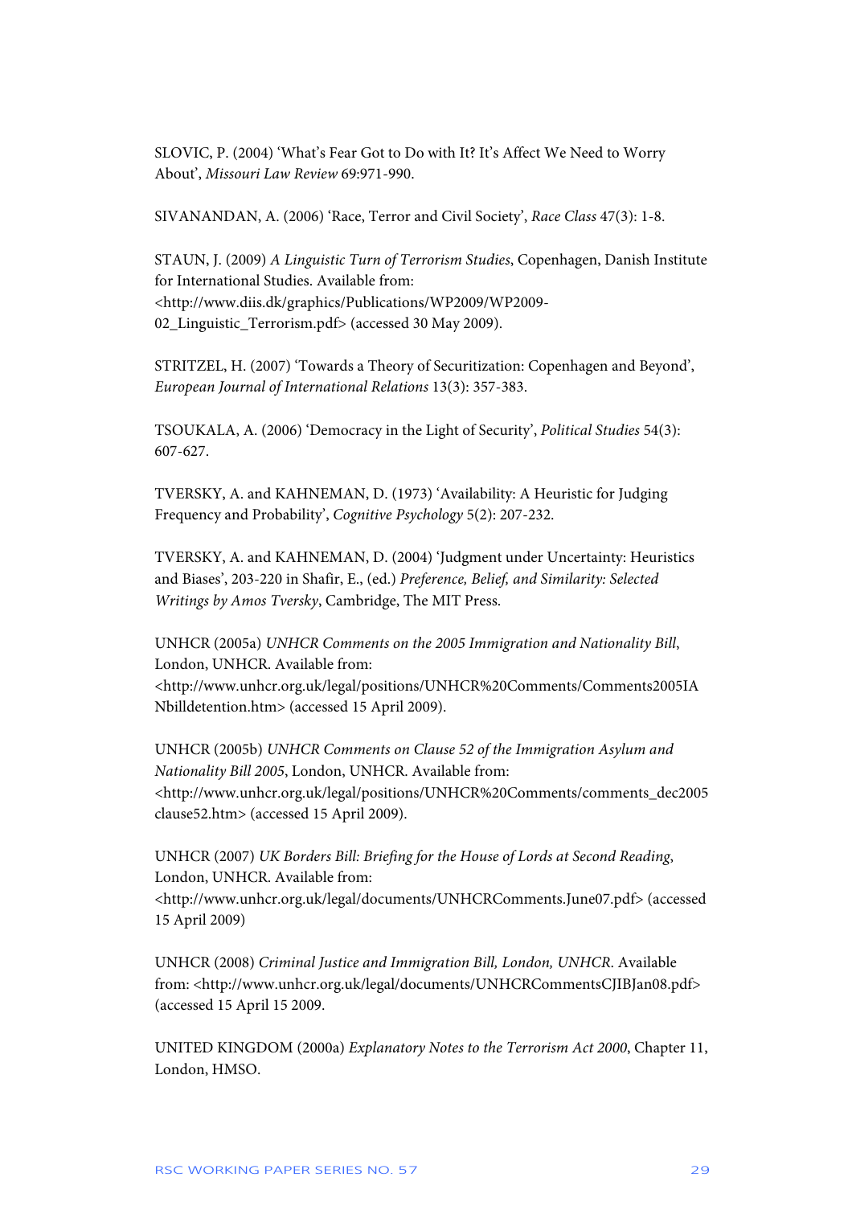SLOVIC, P. (2004) 'What's Fear Got to Do with It? It's Affect We Need to Worry About', *Missouri Law Review* 69:971-990.

SIVANANDAN, A. (2006) 'Race, Terror and Civil Society', *Race Class* 47(3): 1-8.

STAUN, J. (2009) *A Linguistic Turn of Terrorism Studies*, Copenhagen, Danish Institute for International Studies. Available from: <http://www.diis.dk/graphics/Publications/WP2009/WP2009-02_Linguistic_Terrorism.pdf> (accessed 30 May 2009).

STRITZEL, H. (2007) 'Towards a Theory of Securitization: Copenhagen and Beyond', *European Journal of International Relations* 13(3): 357-383.

TSOUKALA, A. (2006) 'Democracy in the Light of Security', *Political Studies* 54(3): 607-627.

TVERSKY, A. and KAHNEMAN, D. (1973) 'Availability: A Heuristic for Judging Frequency and Probability', *Cognitive Psychology* 5(2): 207-232.

TVERSKY, A. and KAHNEMAN, D. (2004) 'Judgment under Uncertainty: Heuristics and Biases', 203-220 in Shafir, E., (ed.) *Preference, Belief, and Similarity: Selected Writings by Amos Tversky*, Cambridge, The MIT Press.

UNHCR (2005a) *UNHCR Comments on the 2005 Immigration and Nationality Bill*, London, UNHCR. Available from: <http://www.unhcr.org.uk/legal/positions/UNHCR%20Comments/Comments2005IANbilldetention.htm> (accessed 15 April 2009).

UNHCR (2005b) *UNHCR Comments on Clause 52 of the Immigration Asylum and Nationality Bill 2005*, London, UNHCR. Available from: <http://www.unhcr.org.uk/legal/positions/UNHCR%20Comments/comments_dec2005clause52.htm> (accessed 15 April 2009).

UNHCR (2007) *UK Borders Bill: Briefing for the House of Lords at Second Reading*, London, UNHCR. Available from: <http://www.unhcr.org.uk/legal/documents/UNHCRComments.June07.pdf> (accessed 15 April 2009)

UNHCR (2008) *Criminal Justice and Immigration Bill, London, UNHCR*. Available from: <http://www.unhcr.org.uk/legal/documents/UNHCRCommentsCJIBJan08.pdf> (accessed 15 April 15 2009.

UNITED KINGDOM (2000a) *Explanatory Notes to the Terrorism Act 2000*, Chapter 11, London, HMSO.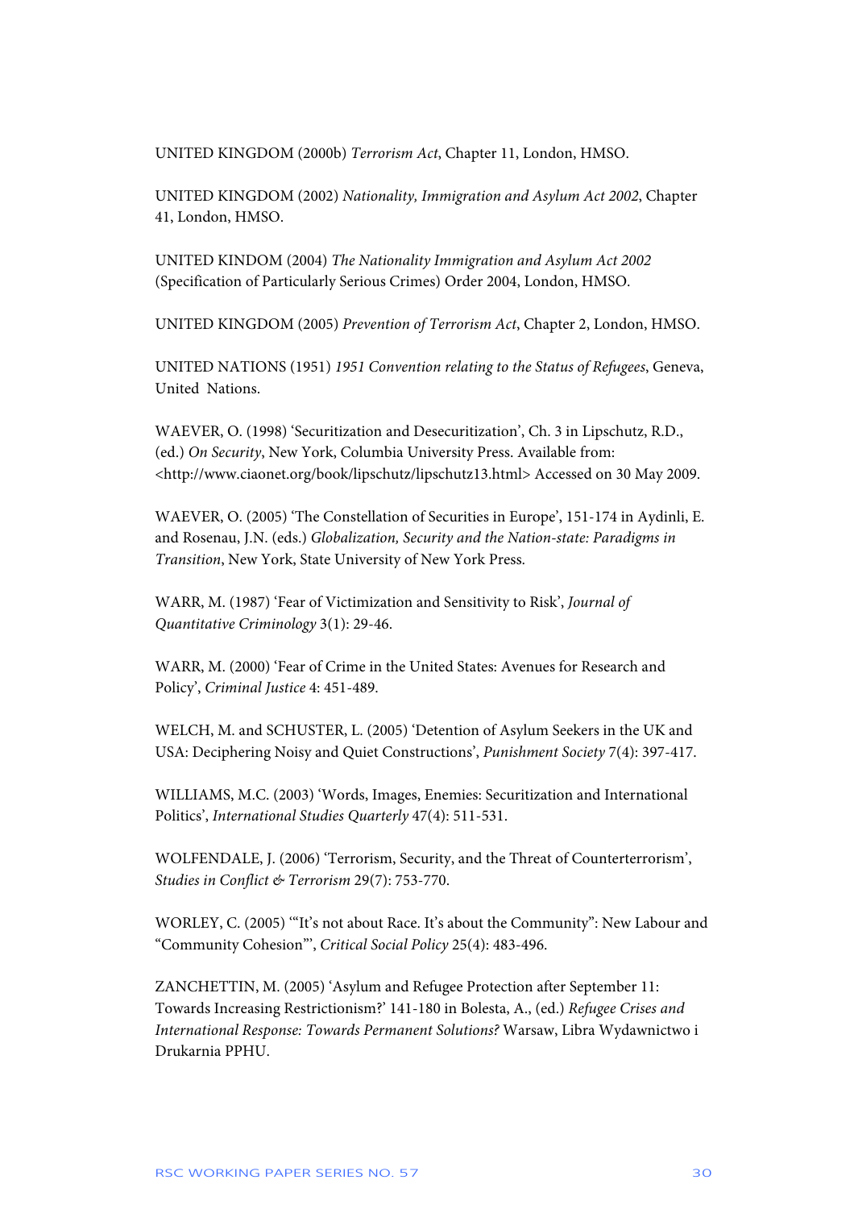UNITED KINGDOM (2000b) *Terrorism Act*, Chapter 11, London, HMSO.

UNITED KINGDOM (2002) *Nationality, Immigration and Asylum Act 2002*, Chapter 41, London, HMSO.

UNITED KINDOM (2004) *The Nationality Immigration and Asylum Act 2002* (Specification of Particularly Serious Crimes) Order 2004, London, HMSO.

UNITED KINGDOM (2005) *Prevention of Terrorism Act*, Chapter 2, London, HMSO.

UNITED NATIONS (1951) *1951 Convention relating to the Status of Refugees*, Geneva, United Nations.

WAEVER, O. (1998) 'Securitization and Desecuritization', Ch. 3 in Lipschutz, R.D., (ed.) *On Security*, New York, Columbia University Press. Available from: <http://www.ciaonet.org/book/lipschutz/lipschutz13.html> Accessed on 30 May 2009.

WAEVER, O. (2005) 'The Constellation of Securities in Europe', 151-174 in Aydinli, E. and Rosenau, J.N. (eds.) *Globalization, Security and the Nation-state: Paradigms in Transition*, New York, State University of New York Press.

WARR, M. (1987) 'Fear of Victimization and Sensitivity to Risk', *Journal of Quantitative Criminology* 3(1): 29-46.

WARR, M. (2000) 'Fear of Crime in the United States: Avenues for Research and Policy', *Criminal Justice* 4: 451-489.

WELCH, M. and SCHUSTER, L. (2005) 'Detention of Asylum Seekers in the UK and USA: Deciphering Noisy and Quiet Constructions', *Punishment Society* 7(4): 397-417.

WILLIAMS, M.C. (2003) 'Words, Images, Enemies: Securitization and International Politics', *International Studies Quarterly* 47(4): 511-531.

WOLFENDALE, J. (2006) 'Terrorism, Security, and the Threat of Counterterrorism', *Studies in Conflict & Terrorism* 29(7): 753-770.

WORLEY, C. (2005) '"It's not about Race. It's about the Community": New Labour and "Community Cohesion"', *Critical Social Policy* 25(4): 483-496.

ZANCHETTIN, M. (2005) 'Asylum and Refugee Protection after September 11: Towards Increasing Restrictionism?' 141-180 in Bolesta, A., (ed.) *Refugee Crises and International Response: Towards Permanent Solutions?* Warsaw, Libra Wydawnictwo i Drukarnia PPHU.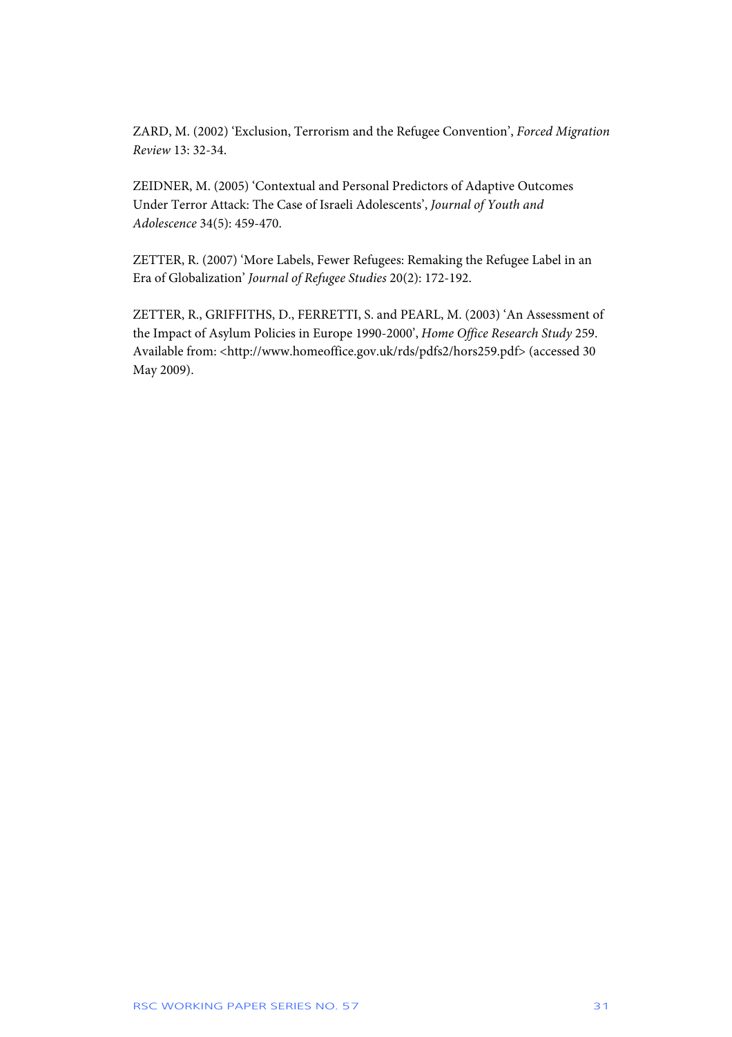ZARD, M. (2002) 'Exclusion, Terrorism and the Refugee Convention', *Forced Migration Review* 13: 32-34.

ZEIDNER, M. (2005) 'Contextual and Personal Predictors of Adaptive Outcomes Under Terror Attack: The Case of Israeli Adolescents', *Journal of Youth and Adolescence* 34(5): 459-470.

ZETTER, R. (2007) 'More Labels, Fewer Refugees: Remaking the Refugee Label in an Era of Globalization' *Journal of Refugee Studies* 20(2): 172-192.

ZETTER, R., GRIFFITHS, D., FERRETTI, S. and PEARL, M. (2003) 'An Assessment of the Impact of Asylum Policies in Europe 1990-2000', *Home Office Research Study* 259. Available from: <http://www.homeoffice.gov.uk/rds/pdfs2/hors259.pdf> (accessed 30 May 2009).